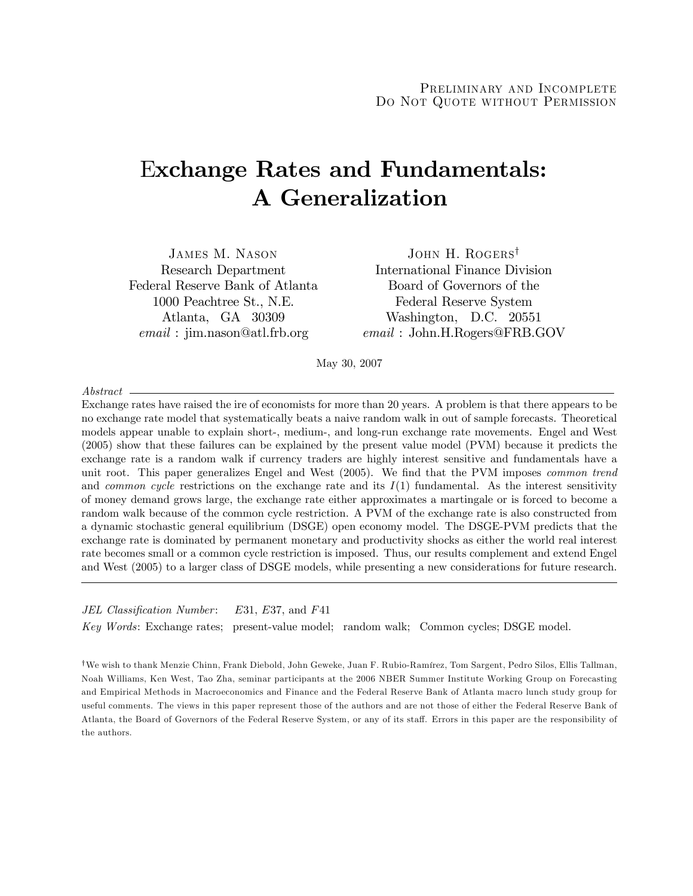Preliminary and Incomplete
Do Not Quote without Permission

# Exchange Rates and Fundamentals: A Generalization

James M. Nason
Research Department
Federal Reserve Bank of Atlanta
1000 Peachtree St., N.E.
Atlanta, GA 30309
*email* : jim.nason@atl.frb.org

John H. Rogers[†]
International Finance Division
Board of Governors of the
Federal Reserve System
Washington, D.C. 20551
*email* : John.H.Rogers@FRB.GOV

May 30, 2007

*Abstract*

Exchange rates have raised the ire of economists for more than 20 years. A problem is that there appears to be no exchange rate model that systematically beats a naive random walk in out of sample forecasts. Theoretical models appear unable to explain short-, medium-, and long-run exchange rate movements. Engel and West (2005) show that these failures can be explained by the present value model (PVM) because it predicts the exchange rate is a random walk if currency traders are highly interest sensitive and fundamentals have a unit root. This paper generalizes Engel and West (2005). We find that the PVM imposes *common trend* and *common cycle* restrictions on the exchange rate and its $I(1)$ fundamental. As the interest sensitivity of money demand grows large, the exchange rate either approximates a martingale or is forced to become a random walk because of the common cycle restriction. A PVM of the exchange rate is also constructed from a dynamic stochastic general equilibrium (DSGE) open economy model. The DSGE-PVM predicts that the exchange rate is dominated by permanent monetary and productivity shocks as either the world real interest rate becomes small or a common cycle restriction is imposed. Thus, our results complement and extend Engel and West (2005) to a larger class of DSGE models, while presenting a new considerations for future research.

*JEL Classification Number*: $E31$, $E37$, and $F41$

*Key Words*: Exchange rates; present-value model; random walk; Common cycles; DSGE model.

[†]We wish to thank Menzie Chinn, Frank Diebold, John Geweke, Juan F. Rubio-Ramírez, Tom Sargent, Pedro Silos, Ellis Tallman, Noah Williams, Ken West, Tao Zha, seminar participants at the 2006 NBER Summer Institute Working Group on Forecasting and Empirical Methods in Macroeconomics and Finance and the Federal Reserve Bank of Atlanta macro lunch study group for useful comments. The views in this paper represent those of the authors and are not those of either the Federal Reserve Bank of Atlanta, the Board of Governors of the Federal Reserve System, or any of its staff. Errors in this paper are the responsibility of the authors.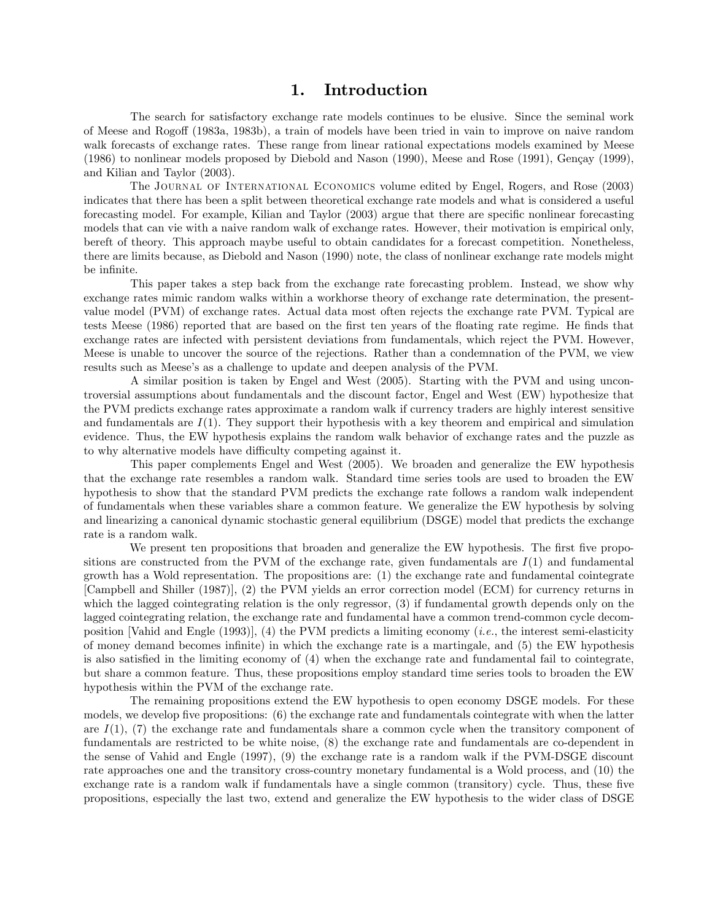# 1. Introduction

The search for satisfactory exchange rate models continues to be elusive. Since the seminal work of Meese and Rogoff (1983a, 1983b), a train of models have been tried in vain to improve on naive random walk forecasts of exchange rates. These range from linear rational expectations models examined by Meese (1986) to nonlinear models proposed by Diebold and Nason (1990), Meese and Rose (1991), Gençay (1999), and Kilian and Taylor (2003).

The Journal of International Economics volume edited by Engel, Rogers, and Rose (2003) indicates that there has been a split between theoretical exchange rate models and what is considered a useful forecasting model. For example, Kilian and Taylor (2003) argue that there are specific nonlinear forecasting models that can vie with a naive random walk of exchange rates. However, their motivation is empirical only, bereft of theory. This approach maybe useful to obtain candidates for a forecast competition. Nonetheless, there are limits because, as Diebold and Nason (1990) note, the class of nonlinear exchange rate models might be infinite.

This paper takes a step back from the exchange rate forecasting problem. Instead, we show why exchange rates mimic random walks within a workhorse theory of exchange rate determination, the present-value model (PVM) of exchange rates. Actual data most often rejects the exchange rate PVM. Typical are tests Meese (1986) reported that are based on the first ten years of the floating rate regime. He finds that exchange rates are infected with persistent deviations from fundamentals, which reject the PVM. However, Meese is unable to uncover the source of the rejections. Rather than a condemnation of the PVM, we view results such as Meese's as a challenge to update and deepen analysis of the PVM.

A similar position is taken by Engel and West (2005). Starting with the PVM and using uncontroversial assumptions about fundamentals and the discount factor, Engel and West (EW) hypothesize that the PVM predicts exchange rates approximate a random walk if currency traders are highly interest sensitive and fundamentals are $I(1)$. They support their hypothesis with a key theorem and empirical and simulation evidence. Thus, the EW hypothesis explains the random walk behavior of exchange rates and the puzzle as to why alternative models have difficulty competing against it.

This paper complements Engel and West (2005). We broaden and generalize the EW hypothesis that the exchange rate resembles a random walk. Standard time series tools are used to broaden the EW hypothesis to show that the standard PVM predicts the exchange rate follows a random walk independent of fundamentals when these variables share a common feature. We generalize the EW hypothesis by solving and linearizing a canonical dynamic stochastic general equilibrium (DSGE) model that predicts the exchange rate is a random walk.

We present ten propositions that broaden and generalize the EW hypothesis. The first five propositions are constructed from the PVM of the exchange rate, given fundamentals are $I(1)$ and fundamental growth has a Wold representation. The propositions are: (1) the exchange rate and fundamental cointegrate [Campbell and Shiller (1987)], (2) the PVM yields an error correction model (ECM) for currency returns in which the lagged cointegrating relation is the only regressor, (3) if fundamental growth depends only on the lagged cointegrating relation, the exchange rate and fundamental have a common trend-common cycle decomposition [Vahid and Engle (1993)], (4) the PVM predicts a limiting economy (*i.e.*, the interest semi-elasticity of money demand becomes infinite) in which the exchange rate is a martingale, and (5) the EW hypothesis is also satisfied in the limiting economy of (4) when the exchange rate and fundamental fail to cointegrate, but share a common feature. Thus, these propositions employ standard time series tools to broaden the EW hypothesis within the PVM of the exchange rate.

The remaining propositions extend the EW hypothesis to open economy DSGE models. For these models, we develop five propositions: (6) the exchange rate and fundamentals cointegrate with when the latter are $I(1)$, (7) the exchange rate and fundamentals share a common cycle when the transitory component of fundamentals are restricted to be white noise, (8) the exchange rate and fundamentals are co-dependent in the sense of Vahid and Engle (1997), (9) the exchange rate is a random walk if the PVM-DSGE discount rate approaches one and the transitory cross-country monetary fundamental is a Wold process, and (10) the exchange rate is a random walk if fundamentals have a single common (transitory) cycle. Thus, these five propositions, especially the last two, extend and generalize the EW hypothesis to the wider class of DSGE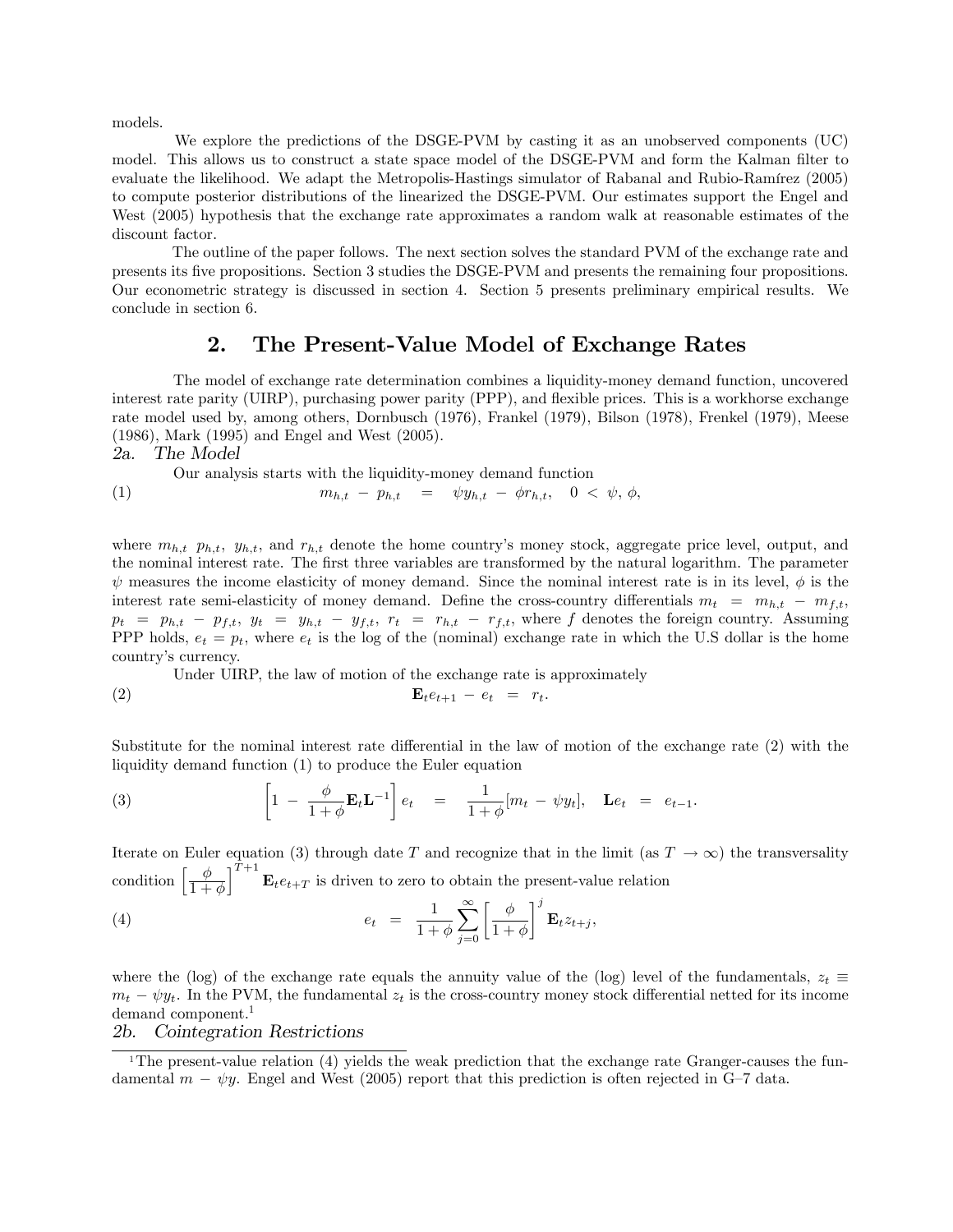models.

We explore the predictions of the DSGE-PVM by casting it as an unobserved components (UC) model. This allows us to construct a state space model of the DSGE-PVM and form the Kalman filter to evaluate the likelihood. We adapt the Metropolis-Hastings simulator of Rabanal and Rubio-Ramírez (2005) to compute posterior distributions of the linearized the DSGE-PVM. Our estimates support the Engel and West (2005) hypothesis that the exchange rate approximates a random walk at reasonable estimates of the discount factor.

The outline of the paper follows. The next section solves the standard PVM of the exchange rate and presents its five propositions. Section 3 studies the DSGE-PVM and presents the remaining four propositions. Our econometric strategy is discussed in section 4. Section 5 presents preliminary empirical results. We conclude in section 6.

## 2. The Present-Value Model of Exchange Rates

The model of exchange rate determination combines a liquidity-money demand function, uncovered interest rate parity (UIRP), purchasing power parity (PPP), and flexible prices. This is a workhorse exchange rate model used by, among others, Dornbusch (1976), Frankel (1979), Bilson (1978), Frenkel (1979), Meese (1986), Mark (1995) and Engel and West (2005).

### *2a. The Model*

Our analysis starts with the liquidity-money demand function

$$m_{h,t} - p_{h,t} = \psi y_{h,t} - \phi r_{h,t}, \quad 0 < \psi, \phi, \tag{1}$$

where $m_{h,t}$ $p_{h,t}$, $y_{h,t}$, and $r_{h,t}$ denote the home country's money stock, aggregate price level, output, and the nominal interest rate. The first three variables are transformed by the natural logarithm. The parameter $\psi$ measures the income elasticity of money demand. Since the nominal interest rate is in its level, $\phi$ is the interest rate semi-elasticity of money demand. Define the cross-country differentials $m_t = m_{h,t} - m_{f,t}$, $p_t = p_{h,t} - p_{f,t}$, $y_t = y_{h,t} - y_{f,t}$, $r_t = r_{h,t} - r_{f,t}$, where $f$ denotes the foreign country. Assuming PPP holds, $e_t = p_t$, where $e_t$ is the log of the (nominal) exchange rate in which the U.S dollar is the home country's currency.

Under UIRP, the law of motion of the exchange rate is approximately

$$\mathbf{E}_t e_{t+1} - e_t = r_t. \tag{2}$$

Substitute for the nominal interest rate differential in the law of motion of the exchange rate (2) with the liquidity demand function (1) to produce the Euler equation

$$\left[1 - \frac{\phi}{1+\phi}\mathbf{E}_t\mathbf{L}^{-1}\right] e_t = \frac{1}{1+\phi}[m_t - \psi y_t], \quad \mathbf{L}e_t = e_{t-1}. \tag{3}$$

Iterate on Euler equation (3) through date $T$ and recognize that in the limit (as $T \to \infty$) the transversality condition $\left[\frac{\phi}{1+\phi}\right]^{T+1} \mathbf{E}_t e_{t+T}$ is driven to zero to obtain the present-value relation

$$e_t = \frac{1}{1+\phi}\sum_{j=0}^{\infty}\left[\frac{\phi}{1+\phi}\right]^j \mathbf{E}_t z_{t+j}, \tag{4}$$

where the (log) of the exchange rate equals the annuity value of the (log) level of the fundamentals, $z_t \equiv m_t - \psi y_t$. In the PVM, the fundamental $z_t$ is the cross-country money stock differential netted for its income demand component.[1]

### *2b. Cointegration Restrictions*

[1] The present-value relation (4) yields the weak prediction that the exchange rate Granger-causes the fundamental $m - \psi y$. Engel and West (2005) report that this prediction is often rejected in G–7 data.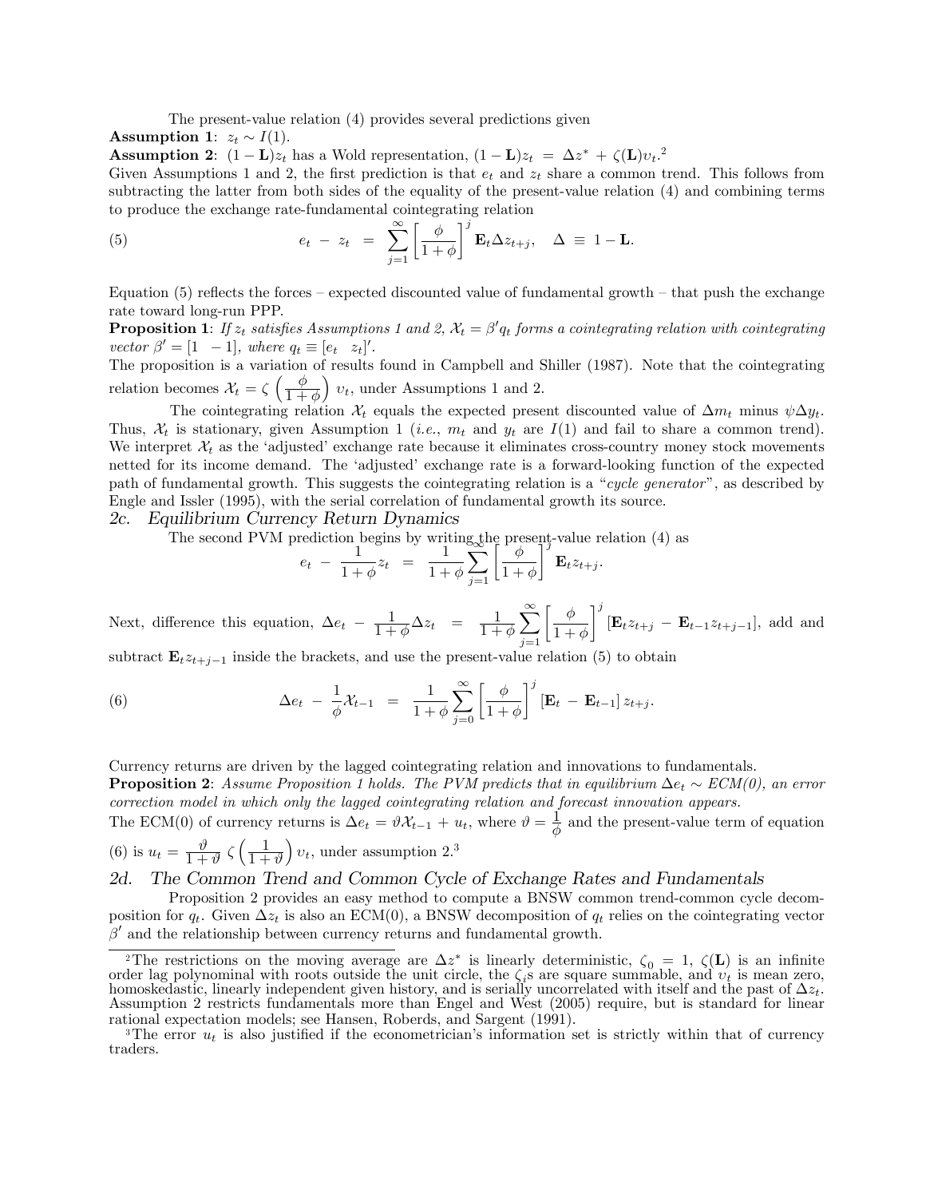The present-value relation (4) provides several predictions given

**Assumption 1**: $z_t \sim I(1)$.

**Assumption 2**: $(1-\mathbf{L})z_t$ has a Wold representation, $(1-\mathbf{L})z_t \;=\; \Delta z^* \,+\, \zeta(\mathbf{L})\upsilon_t$.[2]

Given Assumptions 1 and 2, the first prediction is that $e_t$ and $z_t$ share a common trend. This follows from subtracting the latter from both sides of the equality of the present-value relation (4) and combining terms to produce the exchange rate-fundamental cointegrating relation

$$
e_t \;-\; z_t \;\;=\;\; \sum_{j=1}^{\infty}\left[\frac{\phi}{1+\phi}\right]^j \mathbf{E}_t\Delta z_{t+j}, \quad \Delta \;\equiv\; 1-\mathbf{L}. \tag{5}
$$

Equation (5) reflects the forces – expected discounted value of fundamental growth – that push the exchange rate toward long-run PPP.

**Proposition 1**: *If $z_t$ satisfies Assumptions 1 and 2, $\mathcal{X}_t = \beta' q_t$ forms a cointegrating relation with cointegrating vector $\beta' = [1 \;\; -1]$, where $q_t \equiv [e_t \;\; z_t]'$.*

The proposition is a variation of results found in Campbell and Shiller (1987). Note that the cointegrating relation becomes $\mathcal{X}_t = \zeta\left(\frac{\phi}{1+\phi}\right)\upsilon_t$, under Assumptions 1 and 2.

The cointegrating relation $\mathcal{X}_t$ equals the expected present discounted value of $\Delta m_t$ minus $\psi\Delta y_t$. Thus, $\mathcal{X}_t$ is stationary, given Assumption 1 (*i.e.*, $m_t$ and $y_t$ are $I(1)$ and fail to share a common trend). We interpret $\mathcal{X}_t$ as the 'adjusted' exchange rate because it eliminates cross-country money stock movements netted for its income demand. The 'adjusted' exchange rate is a forward-looking function of the expected path of fundamental growth. This suggests the cointegrating relation is a "*cycle generator*", as described by Engle and Issler (1995), with the serial correlation of fundamental growth its source.

## *2c. Equilibrium Currency Return Dynamics*

The second PVM prediction begins by writing the present-value relation (4) as

$$
e_t \;-\; \frac{1}{1+\phi}z_t \;\;=\;\; \frac{1}{1+\phi}\sum_{j=1}^{\infty}\left[\frac{\phi}{1+\phi}\right]^j \mathbf{E}_t z_{t+j}.
$$

Next, difference this equation, $\Delta e_t \;-\; \frac{1}{1+\phi}\Delta z_t \;\;=\;\; \frac{1}{1+\phi}\sum_{j=1}^{\infty}\left[\frac{\phi}{1+\phi}\right]^j[\mathbf{E}_t z_{t+j} \,-\, \mathbf{E}_{t-1}z_{t+j-1}]$, add and subtract $\mathbf{E}_t z_{t+j-1}$ inside the brackets, and use the present-value relation (5) to obtain

$$
\Delta e_t \;-\; \frac{1}{\phi}\mathcal{X}_{t-1} \;\;=\;\; \frac{1}{1+\phi}\sum_{j=0}^{\infty}\left[\frac{\phi}{1+\phi}\right]^j\left[\mathbf{E}_t \,-\, \mathbf{E}_{t-1}\right]z_{t+j}. \tag{6}
$$

Currency returns are driven by the lagged cointegrating relation and innovations to fundamentals.

**Proposition 2**: *Assume Proposition 1 holds. The PVM predicts that in equilibrium $\Delta e_t \sim$ ECM(0), an error correction model in which only the lagged cointegrating relation and forecast innovation appears.*

The ECM(0) of currency returns is $\Delta e_t = \vartheta\mathcal{X}_{t-1} + u_t$, where $\vartheta = \dfrac{1}{\phi}$ and the present-value term of equation (6) is $u_t = \dfrac{\vartheta}{1+\vartheta}\;\zeta\left(\dfrac{1}{1+\vartheta}\right)\upsilon_t$, under assumption 2.[3]

## *2d. The Common Trend and Common Cycle of Exchange Rates and Fundamentals*

Proposition 2 provides an easy method to compute a BNSW common trend-common cycle decomposition for $q_t$. Given $\Delta z_t$ is also an ECM(0), a BNSW decomposition of $q_t$ relies on the cointegrating vector $\beta'$ and the relationship between currency returns and fundamental growth.

---

[2] The restrictions on the moving average are $\Delta z^*$ is linearly deterministic, $\zeta_0 = 1$, $\zeta(\mathbf{L})$ is an infinite order lag polynominal with roots outside the unit circle, the $\zeta_i$s are square summable, and $\upsilon_t$ is mean zero, homoskedastic, linearly independent given history, and is serially uncorrelated with itself and the past of $\Delta z_t$. Assumption 2 restricts fundamentals more than Engel and West (2005) require, but is standard for linear rational expectation models; see Hansen, Roberts, and Sargent (1991).

[3] The error $u_t$ is also justified if the econometrician's information set is strictly within that of currency traders.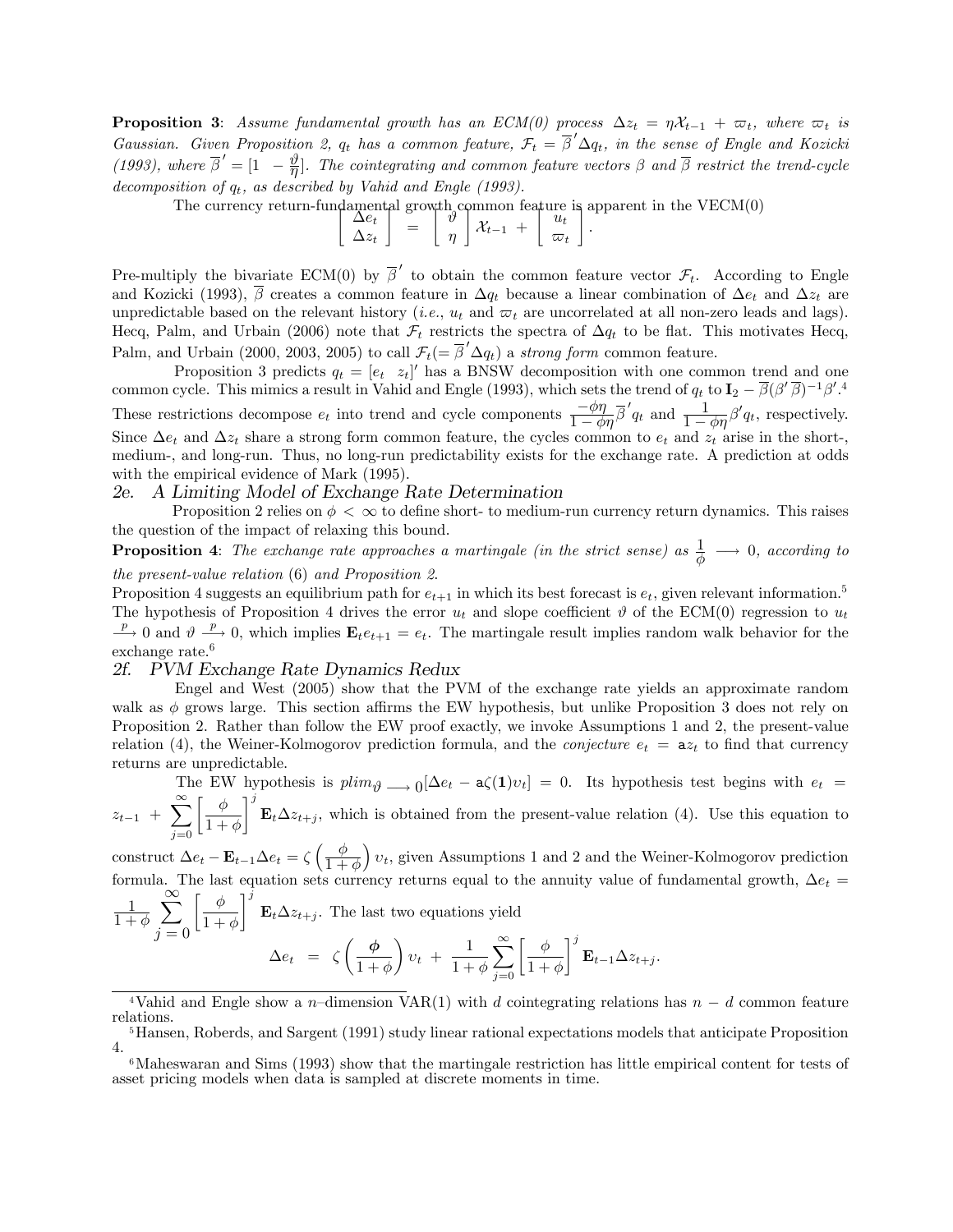**Proposition 3**: *Assume fundamental growth has an ECM(0) process $\Delta z_t = \eta \mathcal{X}_{t-1} + \varpi_t$, where $\varpi_t$ is Gaussian. Given Proposition 2, $q_t$ has a common feature, $\mathcal{F}_t = \overline{\beta}'\Delta q_t$, in the sense of Engle and Kozicki (1993), where $\overline{\beta}' = [1 \;\; -\frac{\vartheta}{\eta}]$. The cointegrating and common feature vectors $\beta$ and $\overline{\beta}$ restrict the trend-cycle decomposition of $q_t$, as described by Vahid and Engle (1993).*

The currency return-fundamental growth common feature is apparent in the VECM(0)

$$\begin{bmatrix} \Delta e_t \\ \Delta z_t \end{bmatrix} = \begin{bmatrix} \vartheta \\ \eta \end{bmatrix} \mathcal{X}_{t-1} + \begin{bmatrix} u_t \\ \varpi_t \end{bmatrix}.$$

Pre-multiply the bivariate ECM(0) by $\overline{\beta}'$ to obtain the common feature vector $\mathcal{F}_t$. According to Engle and Kozicki (1993), $\overline{\beta}$ creates a common feature in $\Delta q_t$ because a linear combination of $\Delta e_t$ and $\Delta z_t$ are unpredictable based on the relevant history (*i.e.*, $u_t$ and $\varpi_t$ are uncorrelated at all non-zero leads and lags). Hecq, Palm, and Urbain (2006) note that $\mathcal{F}_t$ restricts the spectra of $\Delta q_t$ to be flat. This motivates Hecq, Palm, and Urbain (2000, 2003, 2005) to call $\mathcal{F}_t (= \overline{\beta}'\Delta q_t)$ a *strong form* common feature.

Proposition 3 predicts $q_t = [e_t \;\; z_t]'$ has a BNSW decomposition with one common trend and one common cycle. This mimics a result in Vahid and Engle (1993), which sets the trend of $q_t$ to $\mathbf{I}_2 - \overline{\beta}(\beta'\overline{\beta})^{-1}\beta'$.[4] These restrictions decompose $e_t$ into trend and cycle components $\frac{-\phi\eta}{1-\phi\eta}\overline{\beta}'q_t$ and $\frac{1}{1-\phi\eta}\beta' q_t$, respectively. Since $\Delta e_t$ and $\Delta z_t$ share a strong form common feature, the cycles common to $e_t$ and $z_t$ arise in the short-, medium-, and long-run. Thus, no long-run predictability exists for the exchange rate. A prediction at odds with the empirical evidence of Mark (1995).

## 2e. A Limiting Model of Exchange Rate Determination

Proposition 2 relies on $\phi < \infty$ to define short- to medium-run currency return dynamics. This raises the question of the impact of relaxing this bound.

**Proposition 4**: *The exchange rate approaches a martingale (in the strict sense) as $\frac{1}{\phi} \longrightarrow 0$, according to the present-value relation* (6) *and Proposition 2.*

Proposition 4 suggests an equilibrium path for $e_{t+1}$ in which its best forecast is $e_t$, given relevant information.[5] The hypothesis of Proposition 4 drives the error $u_t$ and slope coefficient $\vartheta$ of the ECM(0) regression to $u_t \xrightarrow{p} 0$ and $\vartheta \xrightarrow{p} 0$, which implies $\mathbf{E}_t e_{t+1} = e_t$. The martingale result implies random walk behavior for the exchange rate.[6]

## 2f. PVM Exchange Rate Dynamics Redux

Engel and West (2005) show that the PVM of the exchange rate yields an approximate random walk as $\phi$ grows large. This section affirms the EW hypothesis, but unlike Proposition 3 does not rely on Proposition 2. Rather than follow the EW proof exactly, we invoke Assumptions 1 and 2, the present-value relation (4), the Weiner-Kolmogorov prediction formula, and the *conjecture* $e_t = \mathtt{a}z_t$ to find that currency returns are unpredictable.

The EW hypothesis is $plim_{\vartheta \longrightarrow 0}[\Delta e_t - \mathtt{a}\zeta(\mathbf{1})\upsilon_t] = 0$. Its hypothesis test begins with $e_t = z_{t-1} + \sum_{j=0}^{\infty}\left[\frac{\phi}{1+\phi}\right]^j \mathbf{E}_t \Delta z_{t+j}$, which is obtained from the present-value relation (4). Use this equation to construct $\Delta e_t - \mathbf{E}_{t-1}\Delta e_t = \zeta\left(\frac{\phi}{1+\phi}\right)\upsilon_t$, given Assumptions 1 and 2 and the Weiner-Kolmogorov prediction formula. The last equation sets currency returns equal to the annuity value of fundamental growth, $\Delta e_t = \frac{1}{1+\phi}\sum_{j=0}^{\infty}\left[\frac{\phi}{1+\phi}\right]^j \mathbf{E}_t \Delta z_{t+j}$. The last two equations yield

$$\Delta e_t = \zeta\left(\frac{\phi}{1+\phi}\right)\upsilon_t + \frac{1}{1+\phi}\sum_{j=0}^{\infty}\left[\frac{\phi}{1+\phi}\right]^j \mathbf{E}_{t-1}\Delta z_{t+j}.$$

---

[4] Vahid and Engle show a $n$–dimension VAR(1) with $d$ cointegrating relations has $n - d$ common feature relations.

[5] Hansen, Roberds, and Sargent (1991) study linear rational expectations models that anticipate Proposition 4.

[6] Maheswaran and Sims (1993) show that the martingale restriction has little empirical content for tests of asset pricing models when data is sampled at discrete moments in time.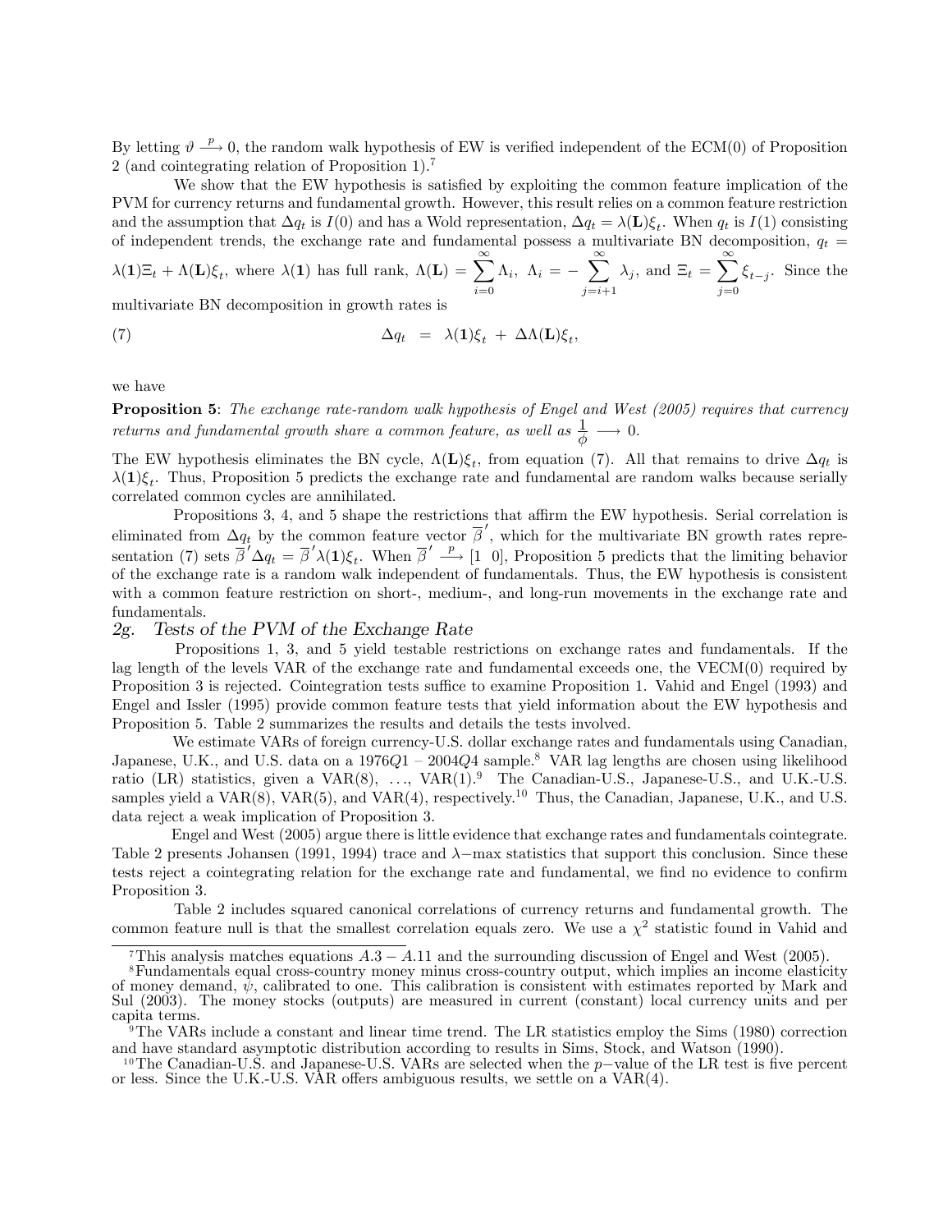By letting $\vartheta \xrightarrow{p} 0$, the random walk hypothesis of EW is verified independent of the ECM(0) of Proposition 2 (and cointegrating relation of Proposition 1).[7]

We show that the EW hypothesis is satisfied by exploiting the common feature implication of the PVM for currency returns and fundamental growth. However, this result relies on a common feature restriction and the assumption that $\Delta q_t$ is $I(0)$ and has a Wold representation, $\Delta q_t = \lambda(\mathbf{L})\xi_t$. When $q_t$ is $I(1)$ consisting of independent trends, the exchange rate and fundamental possess a multivariate BN decomposition, $q_t = \lambda(\mathbf{1})\Xi_t + \Lambda(\mathbf{L})\xi_t$, where $\lambda(\mathbf{1})$ has full rank, $\Lambda(\mathbf{L}) = \sum_{i=0}^{\infty}\Lambda_i$, $\Lambda_i = -\sum_{j=i+1}^{\infty}\lambda_j$, and $\Xi_t = \sum_{j=0}^{\infty}\xi_{t-j}$. Since the multivariate BN decomposition in growth rates is

$$(7) \qquad \Delta q_t \;=\; \lambda(\mathbf{1})\xi_t \;+\; \Delta\Lambda(\mathbf{L})\xi_t,$$

we have

**Proposition 5**: *The exchange rate-random walk hypothesis of Engel and West (2005) requires that currency returns and fundamental growth share a common feature, as well as* $\dfrac{1}{\phi} \longrightarrow 0$.

The EW hypothesis eliminates the BN cycle, $\Lambda(\mathbf{L})\xi_t$, from equation (7). All that remains to drive $\Delta q_t$ is $\lambda(\mathbf{1})\xi_t$. Thus, Proposition 5 predicts the exchange rate and fundamental are random walks because serially correlated common cycles are annihilated.

Propositions 3, 4, and 5 shape the restrictions that affirm the EW hypothesis. Serial correlation is eliminated from $\Delta q_t$ by the common feature vector $\overline{\beta}'$, which for the multivariate BN growth rates representation (7) sets $\overline{\beta}'\Delta q_t = \overline{\beta}'\lambda(\mathbf{1})\xi_t$. When $\overline{\beta}' \xrightarrow{p} [1 \;\; 0]$, Proposition 5 predicts that the limiting behavior of the exchange rate is a random walk independent of fundamentals. Thus, the EW hypothesis is consistent with a common feature restriction on short-, medium-, and long-run movements in the exchange rate and fundamentals.

## 2g. Tests of the PVM of the Exchange Rate

Propositions 1, 3, and 5 yield testable restrictions on exchange rates and fundamentals. If the lag length of the levels VAR of the exchange rate and fundamental exceeds one, the VECM(0) required by Proposition 3 is rejected. Cointegration tests suffice to examine Proposition 1. Vahid and Engel (1993) and Engel and Issler (1995) provide common feature tests that yield information about the EW hypothesis and Proposition 5. Table 2 summarizes the results and details the tests involved.

We estimate VARs of foreign currency-U.S. dollar exchange rates and fundamentals using Canadian, Japanese, U.K., and U.S. data on a $1976Q1 - 2004Q4$ sample.[8] VAR lag lengths are chosen using likelihood ratio (LR) statistics, given a VAR(8), ..., VAR(1).[9] The Canadian-U.S., Japanese-U.S., and U.K.-U.S. samples yield a VAR(8), VAR(5), and VAR(4), respectively.[10] Thus, the Canadian, Japanese, U.K., and U.S. data reject a weak implication of Proposition 3.

Engel and West (2005) argue there is little evidence that exchange rates and fundamentals cointegrate. Table 2 presents Johansen (1991, 1994) trace and $\lambda-$max statistics that support this conclusion. Since these tests reject a cointegrating relation for the exchange rate and fundamental, we find no evidence to confirm Proposition 3.

Table 2 includes squared canonical correlations of currency returns and fundamental growth. The common feature null is that the smallest correlation equals zero. We use a $\chi^2$ statistic found in Vahid and

[7] This analysis matches equations $A.3 - A.11$ and the surrounding discussion of Engel and West (2005).

[8] Fundamentals equal cross-country money minus cross-country output, which implies an income elasticity of money demand, $\psi$, calibrated to one. This calibration is consistent with estimates reported by Mark and Sul (2003). The money stocks (outputs) are measured in current (constant) local currency units and per capita terms.

[9] The VARs include a constant and linear time trend. The LR statistics employ the Sims (1980) correction and have standard asymptotic distribution according to results in Sims, Stock, and Watson (1990).

[10] The Canadian-U.S. and Japanese-U.S. VARs are selected when the $p-$value of the LR test is five percent or less. Since the U.K.-U.S. VAR offers ambiguous results, we settle on a VAR(4).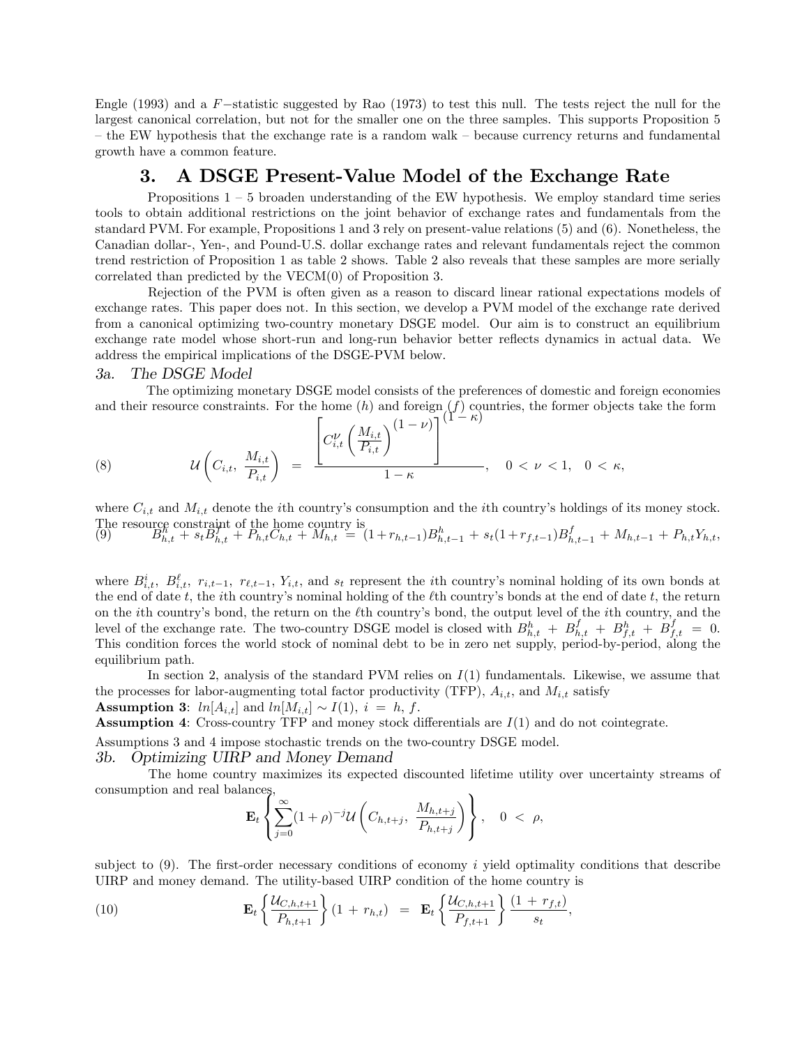Engle (1993) and a $F-$statistic suggested by Rao (1973) to test this null. The tests reject the null for the largest canonical correlation, but not for the smaller one on the three samples. This supports Proposition 5 – the EW hypothesis that the exchange rate is a random walk – because currency returns and fundamental growth have a common feature.

# 3. A DSGE Present-Value Model of the Exchange Rate

Propositions 1 – 5 broaden understanding of the EW hypothesis. We employ standard time series tools to obtain additional restrictions on the joint behavior of exchange rates and fundamentals from the standard PVM. For example, Propositions 1 and 3 rely on present-value relations (5) and (6). Nonetheless, the Canadian dollar-, Yen-, and Pound-U.S. dollar exchange rates and relevant fundamentals reject the common trend restriction of Proposition 1 as table 2 shows. Table 2 also reveals that these samples are more serially correlated than predicted by the VECM(0) of Proposition 3.

Rejection of the PVM is often given as a reason to discard linear rational expectations models of exchange rates. This paper does not. In this section, we develop a PVM model of the exchange rate derived from a canonical optimizing two-country monetary DSGE model. Our aim is to construct an equilibrium exchange rate model whose short-run and long-run behavior better reflects dynamics in actual data. We address the empirical implications of the DSGE-PVM below.

## *3a. The DSGE Model*

The optimizing monetary DSGE model consists of the preferences of domestic and foreign economies and their resource constraints. For the home ($h$) and foreign ($f$) countries, the former objects take the form

$$
(8) \qquad \mathcal{U}\left(C_{i,t},\ \frac{M_{i,t}}{P_{i,t}}\right) \ = \ \frac{\left[C_{i,t}^{\nu}\left(\frac{M_{i,t}}{P_{i,t}}\right)^{(1-\nu)}\right]^{(1-\kappa)}}{1-\kappa}, \quad 0 < \nu < 1, \quad 0 < \kappa,
$$

where $C_{i,t}$ and $M_{i,t}$ denote the $i$th country's consumption and the $i$th country's holdings of its money stock. The resource constraint of the home country is

$$
(9) \qquad B_{h,t}^{h} + s_t B_{h,t}^{f} + P_{h,t}C_{h,t} + M_{h,t} \ = \ (1+r_{h,t-1})B_{h,t-1}^{h} + s_t(1+r_{f,t-1})B_{h,t-1}^{f} + M_{h,t-1} + P_{h,t}Y_{h,t},
$$

where $B_{i,t}^{i},\ B_{i,t}^{\ell},\ r_{i,t-1},\ r_{\ell,t-1},\ Y_{i,t}$, and $s_t$ represent the $i$th country's nominal holding of its own bonds at the end of date $t$, the $i$th country's nominal holding of the $\ell$th country's bonds at the end of date $t$, the return on the $i$th country's bond, the return on the $\ell$th country's bond, the output level of the $i$th country, and the level of the exchange rate. The two-country DSGE model is closed with $B_{h,t}^{h} + B_{h,t}^{f} + B_{f,t}^{h} + B_{f,t}^{f} = 0$. This condition forces the world stock of nominal debt to be in zero net supply, period-by-period, along the equilibrium path.

In section 2, analysis of the standard PVM relies on $I(1)$ fundamentals. Likewise, we assume that the processes for labor-augmenting total factor productivity (TFP), $A_{i,t}$, and $M_{i,t}$ satisfy

**Assumption 3**: $ln[A_{i,t}]$ and $ln[M_{i,t}] \sim I(1),\ i = h,\ f$.

**Assumption 4**: Cross-country TFP and money stock differentials are $I(1)$ and do not cointegrate.

Assumptions 3 and 4 impose stochastic trends on the two-country DSGE model.

## *3b. Optimizing UIRP and Money Demand*

The home country maximizes its expected discounted lifetime utility over uncertainty streams of consumption and real balances,

$$
\mathbf{E}_t\left\{\sum_{j=0}^{\infty}(1+\rho)^{-j}\mathcal{U}\left(C_{h,t+j},\ \frac{M_{h,t+j}}{P_{h,t+j}}\right)\right\}, \quad 0 < \rho,
$$

subject to (9). The first-order necessary conditions of economy $i$ yield optimality conditions that describe UIRP and money demand. The utility-based UIRP condition of the home country is

$$
(10) \qquad \mathbf{E}_t\left\{\frac{\mathcal{U}_{C,h,t+1}}{P_{h,t+1}}\right\}(1+r_{h,t}) \ = \ \mathbf{E}_t\left\{\frac{\mathcal{U}_{C,h,t+1}}{P_{f,t+1}}\right\}\frac{(1+r_{f,t})}{s_t},
$$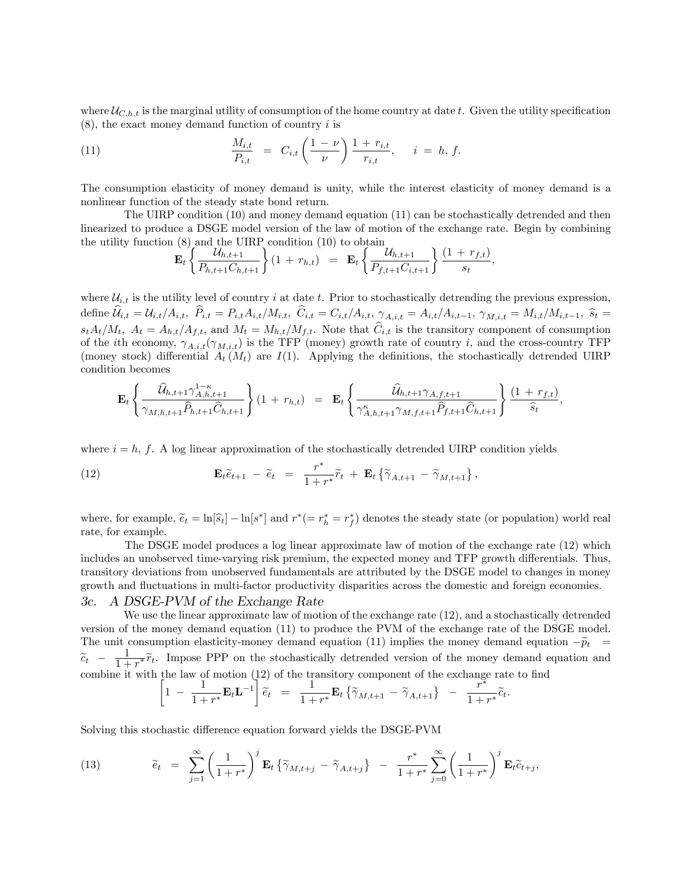where $\mathcal{U}_{C,h,t}$ is the marginal utility of consumption of the home country at date $t$. Given the utility specification (8), the exact money demand function of country $i$ is

$$
\frac{M_{i,t}}{P_{i,t}} \;=\; C_{i,t}\left(\frac{1\,-\,\nu}{\nu}\right)\frac{1\,+\,r_{i,t}}{r_{i,t}}, \qquad i \;=\; h,\, f. \tag{11}
$$

The consumption elasticity of money demand is unity, while the interest elasticity of money demand is a nonlinear function of the steady state bond return.

The UIRP condition (10) and money demand equation (11) can be stochastically detrended and then linearized to produce a DSGE model version of the law of motion of the exchange rate. Begin by combining the utility function (8) and the UIRP condition (10) to obtain

$$
\mathbf{E}_t\left\{\frac{\mathcal{U}_{h,t+1}}{P_{h,t+1}C_{h,t+1}}\right\}(1\,+\,r_{h,t}) \;=\; \mathbf{E}_t\left\{\frac{\mathcal{U}_{h,t+1}}{P_{f,t+1}C_{i,t+1}}\right\}\frac{(1\,+\,r_{f,t})}{s_t},
$$

where $\mathcal{U}_{i,t}$ is the utility level of country $i$ at date $t$. Prior to stochastically detrending the previous expression, define $\widehat{\mathcal{U}}_{i,t} = \mathcal{U}_{i,t}/A_{i,t}$, $\widehat{P}_{i,t} = P_{i,t}A_{i,t}/M_{i,t}$, $\widehat{C}_{i,t} = C_{i,t}/A_{i,t}$, $\gamma_{A,i,t} = A_{i,t}/A_{i,t-1}$, $\gamma_{M,i,t} = M_{i,t}/M_{i,t-1}$, $\widehat{s}_t = s_tA_t/M_t$, $A_t = A_{h,t}/A_{f,t}$, and $M_t = M_{h,t}/M_{f,t}$. Note that $\widehat{C}_{i,t}$ is the transitory component of consumption of the $i$th economy, $\gamma_{A,i,t}(\gamma_{M,i,t})$ is the TFP (money) growth rate of country $i$, and the cross-country TFP (money stock) differential $A_t\,(M_t)$ are $I(1)$. Applying the definitions, the stochastically detrended UIRP condition becomes

$$
\mathbf{E}_t\left\{\frac{\widehat{\mathcal{U}}_{h,t+1}\gamma^{1-\kappa}_{A,h,t+1}}{\gamma_{M,h,t+1}\widehat{P}_{h,t+1}\widehat{C}_{h,t+1}}\right\}(1\,+\,r_{h,t}) \;=\; \mathbf{E}_t\left\{\frac{\widehat{\mathcal{U}}_{h,t+1}\gamma_{A,f,t+1}}{\gamma^{\kappa}_{A,h,t+1}\gamma_{M,f,t+1}\widehat{P}_{f,t+1}\widehat{C}_{h,t+1}}\right\}\frac{(1\,+\,r_{f,t})}{\widehat{s}_t},
$$

where $i = h,\, f$. A log linear approximation of the stochastically detrended UIRP condition yields

$$
\mathbf{E}_t\widetilde{e}_{t+1} \,-\, \widetilde{e}_t \;=\; \frac{r^*}{1+r^*}\widetilde{r}_t \,+\, \mathbf{E}_t\left\{\widetilde{\gamma}_{A,t+1} \,-\, \widetilde{\gamma}_{M,t+1}\right\}, \tag{12}
$$

where, for example, $\widetilde{e}_t = \ln[\widehat{s}_t] - \ln[s^*]$ and $r^*(= r^*_h = r^*_f)$ denotes the steady state (or population) world real rate, for example.

The DSGE model produces a log linear approximate law of motion of the exchange rate (12) which includes an unobserved time-varying risk premium, the expected money and TFP growth differentials. Thus, transitory deviations from unobserved fundamentals are attributed by the DSGE model to changes in money growth and fluctuations in multi-factor productivity disparities across the domestic and foreign economies.

### *3c. A DSGE-PVM of the Exchange Rate*

We use the linear approximate law of motion of the exchange rate (12), and a stochastically detrended version of the money demand equation (11) to produce the PVM of the exchange rate of the DSGE model. The unit consumption elasticity-money demand equation (11) implies the money demand equation $-\widetilde{p}_t \;=\; \widetilde{c}_t \;-\; \frac{1}{1+r^*}\widetilde{r}_t$. Impose PPP on the stochastically detrended version of the money demand equation and combine it with the law of motion (12) of the transitory component of the exchange rate to find

$$
\left[1 \;-\; \frac{1}{1+r^*}\mathbf{E}_t\mathbf{L}^{-1}\right]\widetilde{e}_t \;=\; \frac{1}{1+r^*}\mathbf{E}_t\left\{\widetilde{\gamma}_{M,t+1} \,-\, \widetilde{\gamma}_{A,t+1}\right\} \;-\; \frac{r^*}{1+r^*}\widetilde{c}_t.
$$

Solving this stochastic difference equation forward yields the DSGE-PVM

$$
\widetilde{e}_t \;=\; \sum_{j=1}^{\infty}\left(\frac{1}{1+r^*}\right)^j\mathbf{E}_t\left\{\widetilde{\gamma}_{M,t+j} \,-\, \widetilde{\gamma}_{A,t+j}\right\} \;-\; \frac{r^*}{1+r^*}\sum_{j=0}^{\infty}\left(\frac{1}{1+r^*}\right)^j\mathbf{E}_t\widetilde{c}_{t+j}, \tag{13}
$$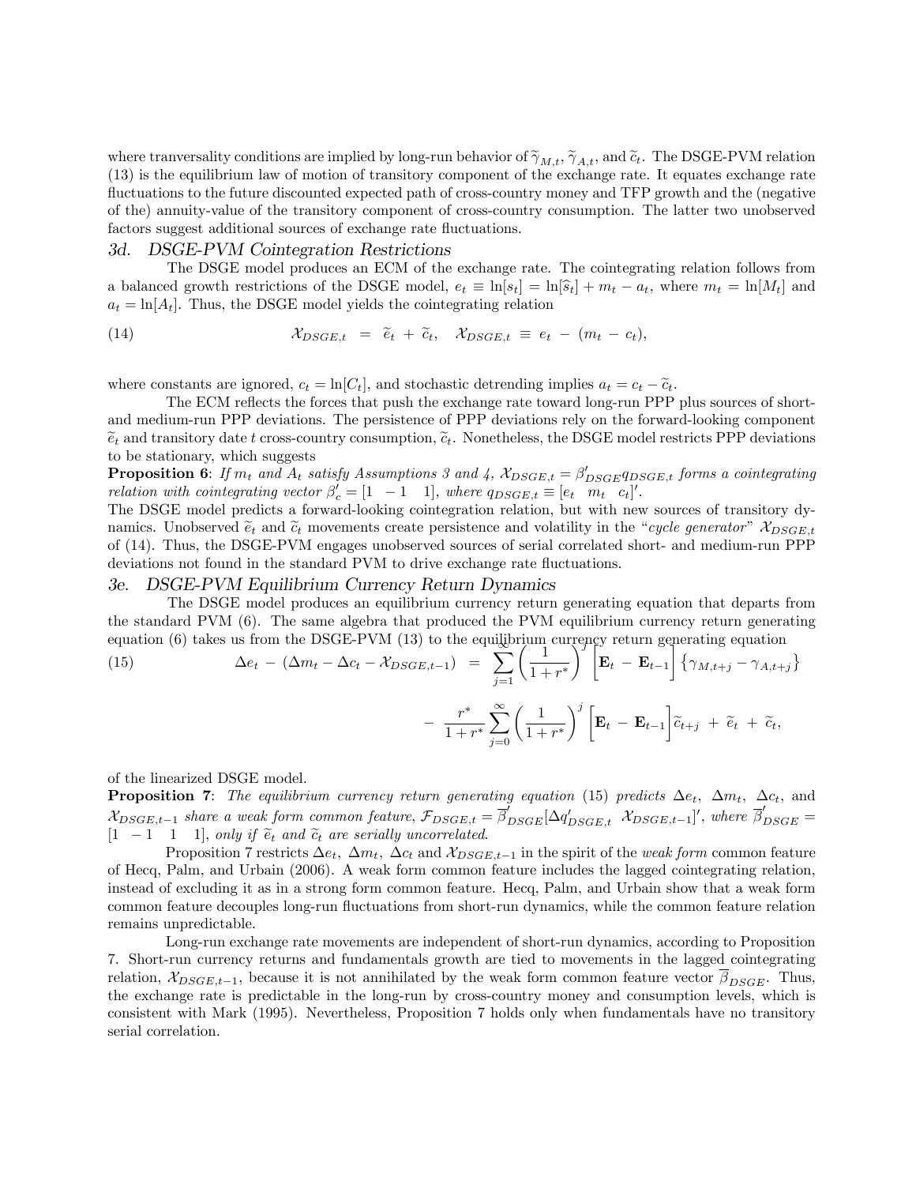where tranversality conditions are implied by long-run behavior of $\widetilde{\gamma}_{M,t}$, $\widetilde{\gamma}_{A,t}$, and $\widetilde{c}_t$. The DSGE-PVM relation (13) is the equilibrium law of motion of transitory component of the exchange rate. It equates exchange rate fluctuations to the future discounted expected path of cross-country money and TFP growth and the (negative of the) annuity-value of the transitory component of cross-country consumption. The latter two unobserved factors suggest additional sources of exchange rate fluctuations.

### *3d. DSGE-PVM Cointegration Restrictions*

The DSGE model produces an ECM of the exchange rate. The cointegrating relation follows from a balanced growth restrictions of the DSGE model, $e_t \equiv \ln[s_t] = \ln[\widehat{s}_t] + m_t - a_t$, where $m_t = \ln[M_t]$ and $a_t = \ln[A_t]$. Thus, the DSGE model yields the cointegrating relation

$$
\mathcal{X}_{DSGE,t} \;=\; \widetilde{e}_t \,+\, \widetilde{c}_t, \quad \mathcal{X}_{DSGE,t} \,\equiv\, e_t \,-\, (m_t \,-\, c_t), \tag{14}
$$

where constants are ignored, $c_t = \ln[C_t]$, and stochastic detrending implies $a_t = c_t - \widetilde{c}_t$.

The ECM reflects the forces that push the exchange rate toward long-run PPP plus sources of short- and medium-run PPP deviations. The persistence of PPP deviations rely on the forward-looking component $\widetilde{e}_t$ and transitory date $t$ cross-country consumption, $\widetilde{c}_t$. Nonetheless, the DSGE model restricts PPP deviations to be stationary, which suggests

**Proposition 6**: *If $m_t$ and $A_t$ satisfy Assumptions 3 and 4, $\mathcal{X}_{DSGE,t} = \beta'_{DSGE}q_{DSGE,t}$ forms a cointegrating relation with cointegrating vector $\beta'_c = [1 \;\; -1 \;\; 1]$, where $q_{DSGE,t} \equiv [e_t \;\; m_t \;\; c_t]'$.*

The DSGE model predicts a forward-looking cointegration relation, but with new sources of transitory dynamics. Unobserved $\widetilde{e}_t$ and $\widetilde{c}_t$ movements create persistence and volatility in the "*cycle generator*" $\mathcal{X}_{DSGE,t}$ of (14). Thus, the DSGE-PVM engages unobserved sources of serial correlated short- and medium-run PPP deviations not found in the standard PVM to drive exchange rate fluctuations.

### *3e. DSGE-PVM Equilibrium Currency Return Dynamics*

The DSGE model produces an equilibrium currency return generating equation that departs from the standard PVM (6). The same algebra that produced the PVM equilibrium currency return generating equation (6) takes us from the DSGE-PVM (13) to the equilibrium currency return generating equation

$$
\begin{aligned}
\Delta e_t \,-\, (\Delta m_t - \Delta c_t - \mathcal{X}_{DSGE,t-1}) \;=\; & \sum_{j=1}^{\infty}\left(\frac{1}{1+r^*}\right)^j \Big[\mathbf{E}_t \,-\, \mathbf{E}_{t-1}\Big]\left\{\gamma_{M,t+j} - \gamma_{A,t+j}\right\} \\
& -\; \frac{r^*}{1+r^*}\sum_{j=0}^{\infty}\left(\frac{1}{1+r^*}\right)^j \Big[\mathbf{E}_t \,-\, \mathbf{E}_{t-1}\Big]\widetilde{c}_{t+j} \,+\, \widetilde{e}_t \,+\, \widetilde{c}_t,
\end{aligned} \tag{15}
$$

of the linearized DSGE model.

**Proposition 7**: *The equilibrium currency return generating equation* (15) *predicts $\Delta e_t$, $\Delta m_t$, $\Delta c_t$, and $\mathcal{X}_{DSGE,t-1}$ share a weak form common feature, $\mathcal{F}_{DSGE,t} = \overline{\beta}'_{DSGE}[\Delta q'_{DSGE,t} \;\; \mathcal{X}_{DSGE,t-1}]'$, where $\overline{\beta}'_{DSGE} = [1 \;\; -1 \;\; 1 \;\; 1]$, only if $\widetilde{e}_t$ and $\widetilde{c}_t$ are serially uncorrelated.*

Proposition 7 restricts $\Delta e_t$, $\Delta m_t$, $\Delta c_t$ and $\mathcal{X}_{DSGE,t-1}$ in the spirit of the *weak form* common feature of Hecq, Palm, and Urbain (2006). A weak form common feature includes the lagged cointegrating relation, instead of excluding it as in a strong form common feature. Hecq, Palm, and Urbain show that a weak form common feature decouples long-run fluctuations from short-run dynamics, while the common feature relation remains unpredictable.

Long-run exchange rate movements are independent of short-run dynamics, according to Proposition 7. Short-run currency returns and fundamentals growth are tied to movements in the lagged cointegrating relation, $\mathcal{X}_{DSGE,t-1}$, because it is not annihilated by the weak form common feature vector $\overline{\beta}_{DSGE}$. Thus, the exchange rate is predictable in the long-run by cross-country money and consumption levels, which is consistent with Mark (1995). Nevertheless, Proposition 7 holds only when fundamentals have no transitory serial correlation.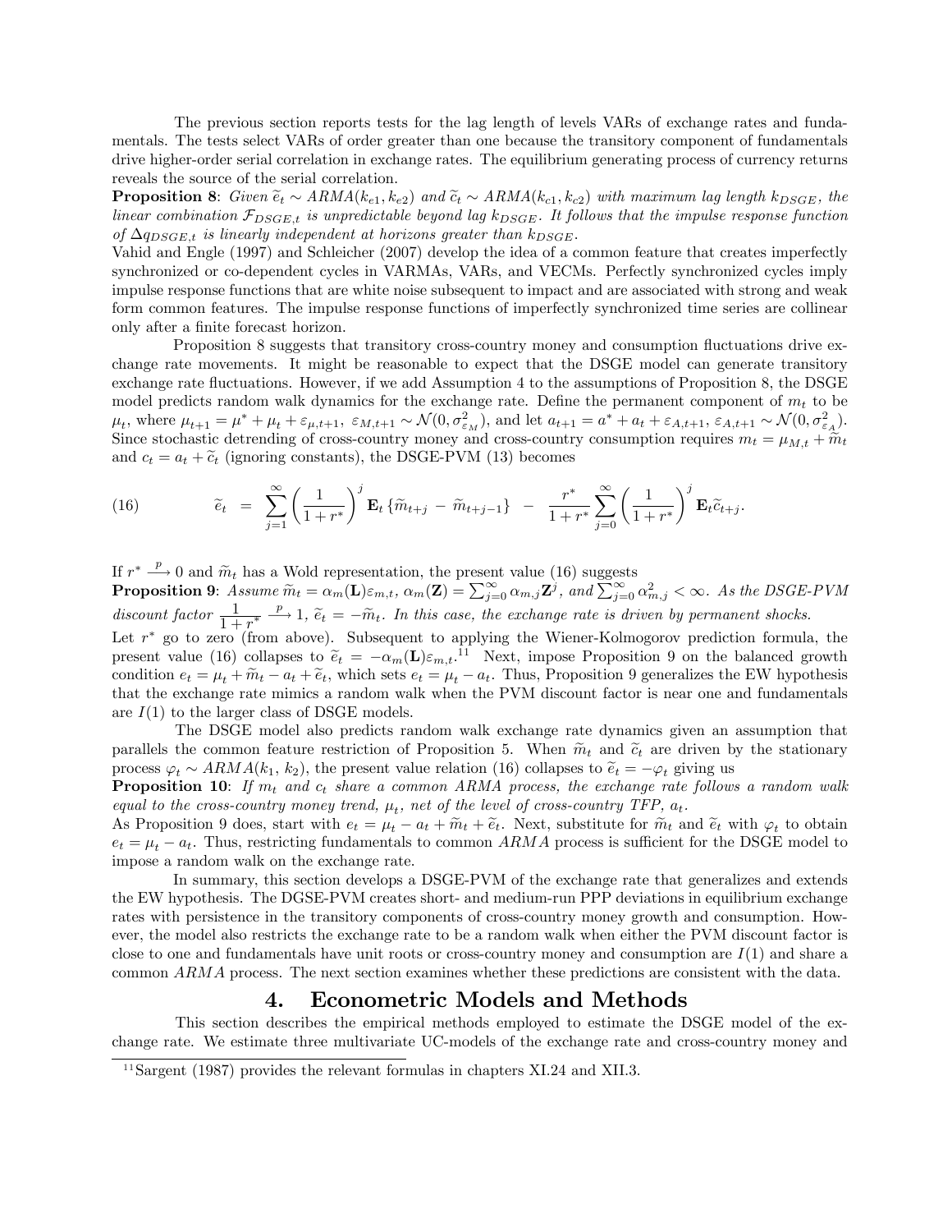The previous section reports tests for the lag length of levels VARs of exchange rates and fundamentals. The tests select VARs of order greater than one because the transitory component of fundamentals drive higher-order serial correlation in exchange rates. The equilibrium generating process of currency returns reveals the source of the serial correlation.

**Proposition 8**: *Given $\widetilde{e}_t \sim ARMA(k_{e1}, k_{e2})$ and $\widetilde{c}_t \sim ARMA(k_{c1}, k_{c2})$ with maximum lag length $k_{DSGE}$, the linear combination $\mathcal{F}_{DSGE,t}$ is unpredictable beyond lag $k_{DSGE}$. It follows that the impulse response function of $\Delta q_{DSGE,t}$ is linearly independent at horizons greater than $k_{DSGE}$.*

Vahid and Engle (1997) and Schleicher (2007) develop the idea of a common feature that creates imperfectly synchronized or co-dependent cycles in VARMAs, VARs, and VECMs. Perfectly synchronized cycles imply impulse response functions that are white noise subsequent to impact and are associated with strong and weak form common features. The impulse response functions of imperfectly synchronized time series are collinear only after a finite forecast horizon.

Proposition 8 suggests that transitory cross-country money and consumption fluctuations drive exchange rate movements. It might be reasonable to expect that the DSGE model can generate transitory exchange rate fluctuations. However, if we add Assumption 4 to the assumptions of Proposition 8, the DSGE model predicts random walk dynamics for the exchange rate. Define the permanent component of $m_t$ to be $\mu_t$, where $\mu_{t+1} = \mu^* + \mu_t + \varepsilon_{\mu,t+1}$, $\varepsilon_{M,t+1} \sim \mathcal{N}(0, \sigma^2_{\varepsilon_M})$, and let $a_{t+1} = a^* + a_t + \varepsilon_{A,t+1}$, $\varepsilon_{A,t+1} \sim \mathcal{N}(0, \sigma^2_{\varepsilon_A})$. Since stochastic detrending of cross-country money and cross-country consumption requires $m_t = \mu_{M,t} + \widetilde{m}_t$ and $c_t = a_t + \widetilde{c}_t$ (ignoring constants), the DSGE-PVM (13) becomes

$$
(16) \qquad \widetilde{e}_t \;=\; \sum_{j=1}^{\infty} \left( \frac{1}{1+r^*} \right)^j \mathbf{E}_t \left\{ \widetilde{m}_{t+j} \,-\, \widetilde{m}_{t+j-1} \right\} \;-\; \frac{r^*}{1+r^*} \sum_{j=0}^{\infty} \left( \frac{1}{1+r^*} \right)^j \mathbf{E}_t \widetilde{c}_{t+j}.
$$

If $r^* \xrightarrow{p} 0$ and $\widetilde{m}_t$ has a Wold representation, the present value (16) suggests

**Proposition 9**: *Assume $\widetilde{m}_t = \alpha_m(\mathbf{L})\varepsilon_{m,t}$, $\alpha_m(\mathbf{Z}) = \sum_{j=0}^{\infty} \alpha_{m,j}\mathbf{Z}^j$, and $\sum_{j=0}^{\infty} \alpha^2_{m,j} < \infty$. As the DSGE-PVM discount factor $\dfrac{1}{1+r^*} \xrightarrow{p} 1$, $\widetilde{e}_t = -\widetilde{m}_t$. In this case, the exchange rate is driven by permanent shocks.*

Let $r^*$ go to zero (from above). Subsequent to applying the Wiener-Kolmogorov prediction formula, the present value (16) collapses to $\widetilde{e}_t = -\alpha_m(\mathbf{L})\varepsilon_{m,t}$.[11] Next, impose Proposition 9 on the balanced growth condition $e_t = \mu_t + \widetilde{m}_t - a_t + \widetilde{e}_t$, which sets $e_t = \mu_t - a_t$. Thus, Proposition 9 generalizes the EW hypothesis that the exchange rate mimics a random walk when the PVM discount factor is near one and fundamentals are $I(1)$ to the larger class of DSGE models.

The DSGE model also predicts random walk exchange rate dynamics given an assumption that parallels the common feature restriction of Proposition 5. When $\widetilde{m}_t$ and $\widetilde{c}_t$ are driven by the stationary process $\varphi_t \sim ARMA(k_1, k_2)$, the present value relation (16) collapses to $\widetilde{e}_t = -\varphi_t$ giving us

**Proposition 10**: *If $m_t$ and $c_t$ share a common ARMA process, the exchange rate follows a random walk equal to the cross-country money trend, $\mu_t$, net of the level of cross-country TFP, $a_t$.*

As Proposition 9 does, start with $e_t = \mu_t - a_t + \widetilde{m}_t + \widetilde{e}_t$. Next, substitute for $\widetilde{m}_t$ and $\widetilde{e}_t$ with $\varphi_t$ to obtain $e_t = \mu_t - a_t$. Thus, restricting fundamentals to common $ARMA$ process is sufficient for the DSGE model to impose a random walk on the exchange rate.

In summary, this section develops a DSGE-PVM of the exchange rate that generalizes and extends the EW hypothesis. The DGSE-PVM creates short- and medium-run PPP deviations in equilibrium exchange rates with persistence in the transitory components of cross-country money growth and consumption. However, the model also restricts the exchange rate to be a random walk when either the PVM discount factor is close to one and fundamentals have unit roots or cross-country money and consumption are $I(1)$ and share a common $ARMA$ process. The next section examines whether these predictions are consistent with the data.

# 4. Econometric Models and Methods

This section describes the empirical methods employed to estimate the DSGE model of the exchange rate. We estimate three multivariate UC-models of the exchange rate and cross-country money and

[11] Sargent (1987) provides the relevant formulas in chapters XI.24 and XII.3.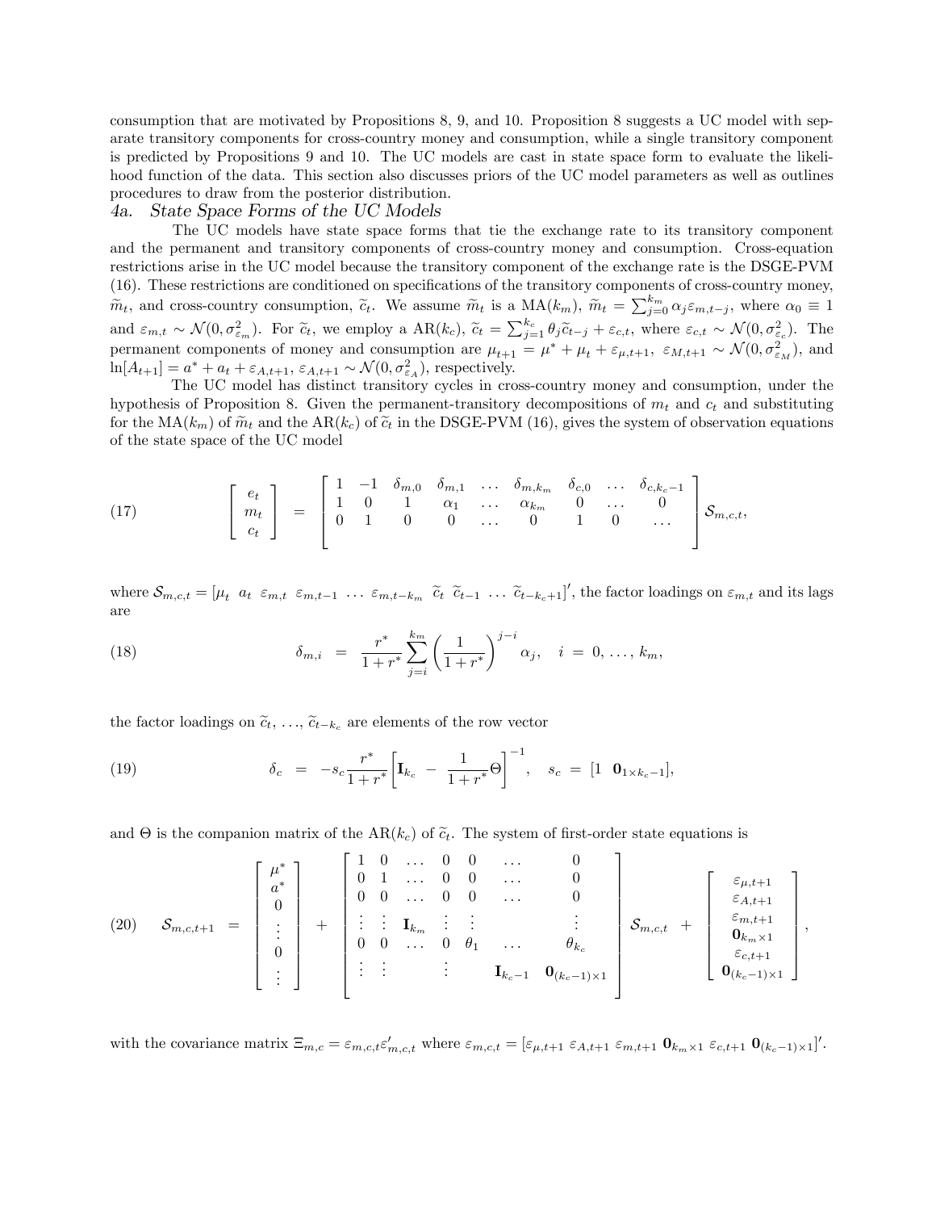consumption that are motivated by Propositions 8, 9, and 10. Proposition 8 suggests a UC model with separate transitory components for cross-country money and consumption, while a single transitory component is predicted by Propositions 9 and 10. The UC models are cast in state space form to evaluate the likelihood function of the data. This section also discusses priors of the UC model parameters as well as outlines procedures to draw from the posterior distribution.

## 4a. State Space Forms of the UC Models

The UC models have state space forms that tie the exchange rate to its transitory component and the permanent and transitory components of cross-country money and consumption. Cross-equation restrictions arise in the UC model because the transitory component of the exchange rate is the DSGE-PVM (16). These restrictions are conditioned on specifications of the transitory components of cross-country money, $\widetilde{m}_t$, and cross-country consumption, $\widetilde{c}_t$. We assume $\widetilde{m}_t$ is a MA($k_m$), $\widetilde{m}_t = \sum_{j=0}^{k_m} \alpha_j \varepsilon_{m,t-j}$, where $\alpha_0 \equiv 1$ and $\varepsilon_{m,t} \sim \mathcal{N}(0, \sigma^2_{\varepsilon_m})$. For $\widetilde{c}_t$, we employ a AR($k_c$), $\widetilde{c}_t = \sum_{j=1}^{k_c} \theta_j \widetilde{c}_{t-j} + \varepsilon_{c,t}$, where $\varepsilon_{c,t} \sim \mathcal{N}(0, \sigma^2_{\varepsilon_c})$. The permanent components of money and consumption are $\mu_{t+1} = \mu^* + \mu_t + \varepsilon_{\mu,t+1}$, $\varepsilon_{M,t+1} \sim \mathcal{N}(0, \sigma^2_{\varepsilon_M})$, and $\ln[A_{t+1}] = a^* + a_t + \varepsilon_{A,t+1}$, $\varepsilon_{A,t+1} \sim \mathcal{N}(0, \sigma^2_{\varepsilon_A})$, respectively.

The UC model has distinct transitory cycles in cross-country money and consumption, under the hypothesis of Proposition 8. Given the permanent-transitory decompositions of $m_t$ and $c_t$ and substituting for the MA($k_m$) of $\widetilde{m}_t$ and the AR($k_c$) of $\widetilde{c}_t$ in the DSGE-PVM (16), gives the system of observation equations of the state space of the UC model

$$
(17) \qquad \begin{bmatrix} e_t \\ m_t \\ c_t \end{bmatrix} = \begin{bmatrix} 1 & -1 & \delta_{m,0} & \delta_{m,1} & \ldots & \delta_{m,k_m} & \delta_{c,0} & \ldots & \delta_{c,k_c-1} \\ 1 & 0 & 1 & \alpha_1 & \ldots & \alpha_{k_m} & 0 & \ldots & 0 \\ 0 & 1 & 0 & 0 & \ldots & 0 & 1 & 0 & \ldots \end{bmatrix} \mathcal{S}_{m,c,t},
$$

where $\mathcal{S}_{m,c,t} = [\mu_t \;\; a_t \;\; \varepsilon_{m,t} \;\; \varepsilon_{m,t-1} \; \ldots \; \varepsilon_{m,t-k_m} \;\; \widetilde{c}_t \;\; \widetilde{c}_{t-1} \; \ldots \; \widetilde{c}_{t-k_c+1}]'$, the factor loadings on $\varepsilon_{m,t}$ and its lags are

$$
(18) \qquad \delta_{m,i} = \frac{r^*}{1+r^*} \sum_{j=i}^{k_m} \left( \frac{1}{1+r^*} \right)^{j-i} \alpha_j, \quad i = 0, \ldots, k_m,
$$

the factor loadings on $\widetilde{c}_t, \ldots, \widetilde{c}_{t-k_c}$ are elements of the row vector

$$
(19) \qquad \delta_c = -s_c \frac{r^*}{1+r^*} \left[ \mathbf{I}_{k_c} - \frac{1}{1+r^*} \Theta \right]^{-1}, \quad s_c = [1 \;\; \mathbf{0}_{1 \times k_c - 1}],
$$

and $\Theta$ is the companion matrix of the AR($k_c$) of $\widetilde{c}_t$. The system of first-order state equations is

$$
(20) \qquad \mathcal{S}_{m,c,t+1} = \begin{bmatrix} \mu^* \\ a^* \\ 0 \\ \vdots \\ 0 \\ \vdots \end{bmatrix} + \begin{bmatrix} 1 & 0 & \ldots & 0 & 0 & \ldots & 0 \\ 0 & 1 & \ldots & 0 & 0 & \ldots & 0 \\ 0 & 0 & \ldots & 0 & 0 & \ldots & 0 \\ \vdots & \vdots & \mathbf{I}_{k_m} & \vdots & \vdots & & \vdots \\ 0 & 0 & \ldots & 0 & \theta_1 & \ldots & \theta_{k_c} \\ \vdots & \vdots & & \vdots & & \mathbf{I}_{k_c-1} & \mathbf{0}_{(k_c-1)\times 1} \end{bmatrix} \mathcal{S}_{m,c,t} + \begin{bmatrix} \varepsilon_{\mu,t+1} \\ \varepsilon_{A,t+1} \\ \varepsilon_{m,t+1} \\ \mathbf{0}_{k_m \times 1} \\ \varepsilon_{c,t+1} \\ \mathbf{0}_{(k_c-1)\times 1} \end{bmatrix},
$$

with the covariance matrix $\Xi_{m,c} = \varepsilon_{m,c,t} \varepsilon'_{m,c,t}$ where $\varepsilon_{m,c,t} = [\varepsilon_{\mu,t+1} \; \varepsilon_{A,t+1} \; \varepsilon_{m,t+1} \; \mathbf{0}_{k_m \times 1} \; \varepsilon_{c,t+1} \; \mathbf{0}_{(k_c-1)\times 1}]'$.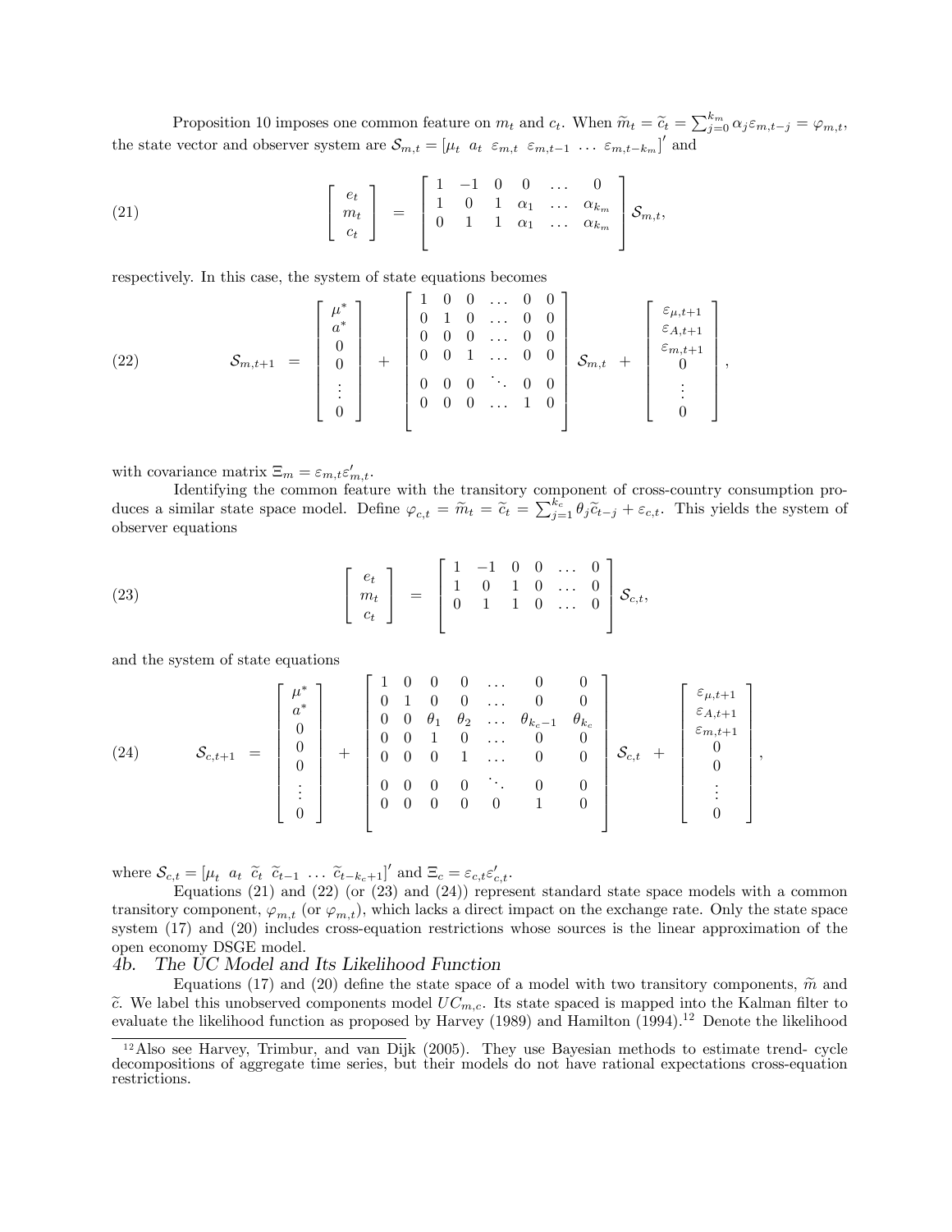Proposition 10 imposes one common feature on $m_t$ and $c_t$. When $\widetilde{m}_t = \widetilde{c}_t = \sum_{j=0}^{k_m} \alpha_j \varepsilon_{m,t-j} = \varphi_{m,t}$, the state vector and observer system are $\mathcal{S}_{m,t} = [\mu_t \;\; a_t \;\; \varepsilon_{m,t} \;\; \varepsilon_{m,t-1} \; \ldots \; \varepsilon_{m,t-k_m}]'$ and

$$
(21) \qquad \begin{bmatrix} e_t \\ m_t \\ c_t \end{bmatrix} = \begin{bmatrix} 1 & -1 & 0 & 0 & \ldots & 0 \\ 1 & 0 & 1 & \alpha_1 & \ldots & \alpha_{k_m} \\ 0 & 1 & 1 & \alpha_1 & \ldots & \alpha_{k_m} \end{bmatrix} \mathcal{S}_{m,t},
$$

respectively. In this case, the system of state equations becomes

$$
(22) \qquad \mathcal{S}_{m,t+1} = \begin{bmatrix} \mu^* \\ a^* \\ 0 \\ 0 \\ \vdots \\ 0 \end{bmatrix} + \begin{bmatrix} 1 & 0 & 0 & \ldots & 0 & 0 \\ 0 & 1 & 0 & \ldots & 0 & 0 \\ 0 & 0 & 0 & \ldots & 0 & 0 \\ 0 & 0 & 1 & \ldots & 0 & 0 \\ 0 & 0 & 0 & \ddots & 0 & 0 \\ 0 & 0 & 0 & \ldots & 1 & 0 \end{bmatrix} \mathcal{S}_{m,t} + \begin{bmatrix} \varepsilon_{\mu,t+1} \\ \varepsilon_{A,t+1} \\ \varepsilon_{m,t+1} \\ 0 \\ \vdots \\ 0 \end{bmatrix},
$$

with covariance matrix $\Xi_m = \varepsilon_{m,t}\varepsilon_{m,t}'$.

Identifying the common feature with the transitory component of cross-country consumption produces a similar state space model. Define $\varphi_{c,t} = \widetilde{m}_t = \widetilde{c}_t = \sum_{j=1}^{k_c} \theta_j \widetilde{c}_{t-j} + \varepsilon_{c,t}$. This yields the system of observer equations

$$
(23) \qquad \begin{bmatrix} e_t \\ m_t \\ c_t \end{bmatrix} = \begin{bmatrix} 1 & -1 & 0 & 0 & \ldots & 0 \\ 1 & 0 & 1 & 0 & \ldots & 0 \\ 0 & 1 & 1 & 0 & \ldots & 0 \end{bmatrix} \mathcal{S}_{c,t},
$$

and the system of state equations

$$
(24) \qquad \mathcal{S}_{c,t+1} = \begin{bmatrix} \mu^* \\ a^* \\ 0 \\ 0 \\ 0 \\ \vdots \\ 0 \end{bmatrix} + \begin{bmatrix} 1 & 0 & 0 & 0 & \ldots & 0 & 0 \\ 0 & 1 & 0 & 0 & \ldots & 0 & 0 \\ 0 & 0 & \theta_1 & \theta_2 & \ldots & \theta_{k_c-1} & \theta_{k_c} \\ 0 & 0 & 1 & 0 & \ldots & 0 & 0 \\ 0 & 0 & 0 & 1 & \ldots & 0 & 0 \\ 0 & 0 & 0 & 0 & \ddots & 0 & 0 \\ 0 & 0 & 0 & 0 & 0 & 1 & 0 \end{bmatrix} \mathcal{S}_{c,t} + \begin{bmatrix} \varepsilon_{\mu,t+1} \\ \varepsilon_{A,t+1} \\ \varepsilon_{m,t+1} \\ 0 \\ 0 \\ \vdots \\ 0 \end{bmatrix},
$$

where $\mathcal{S}_{c,t} = [\mu_t \;\; a_t \;\; \widetilde{c}_t \;\; \widetilde{c}_{t-1} \; \ldots \; \widetilde{c}_{t-k_c+1}]'$ and $\Xi_c = \varepsilon_{c,t}\varepsilon_{c,t}'$.

Equations (21) and (22) (or (23) and (24)) represent standard state space models with a common transitory component, $\varphi_{m,t}$ (or $\varphi_{m,t}$), which lacks a direct impact on the exchange rate. Only the state space system (17) and (20) includes cross-equation restrictions whose sources is the linear approximation of the open economy DSGE model.

### 4b. *The UC Model and Its Likelihood Function*

Equations (17) and (20) define the state space of a model with two transitory components, $\widetilde{m}$ and $\widetilde{c}$. We label this unobserved components model $UC_{m,c}$. Its state spaced is mapped into the Kalman filter to evaluate the likelihood function as proposed by Harvey (1989) and Hamilton (1994).[12] Denote the likelihood

[12] Also see Harvey, Trimbur, and van Dijk (2005). They use Bayesian methods to estimate trend- cycle decompositions of aggregate time series, but their models do not have rational expectations cross-equation restrictions.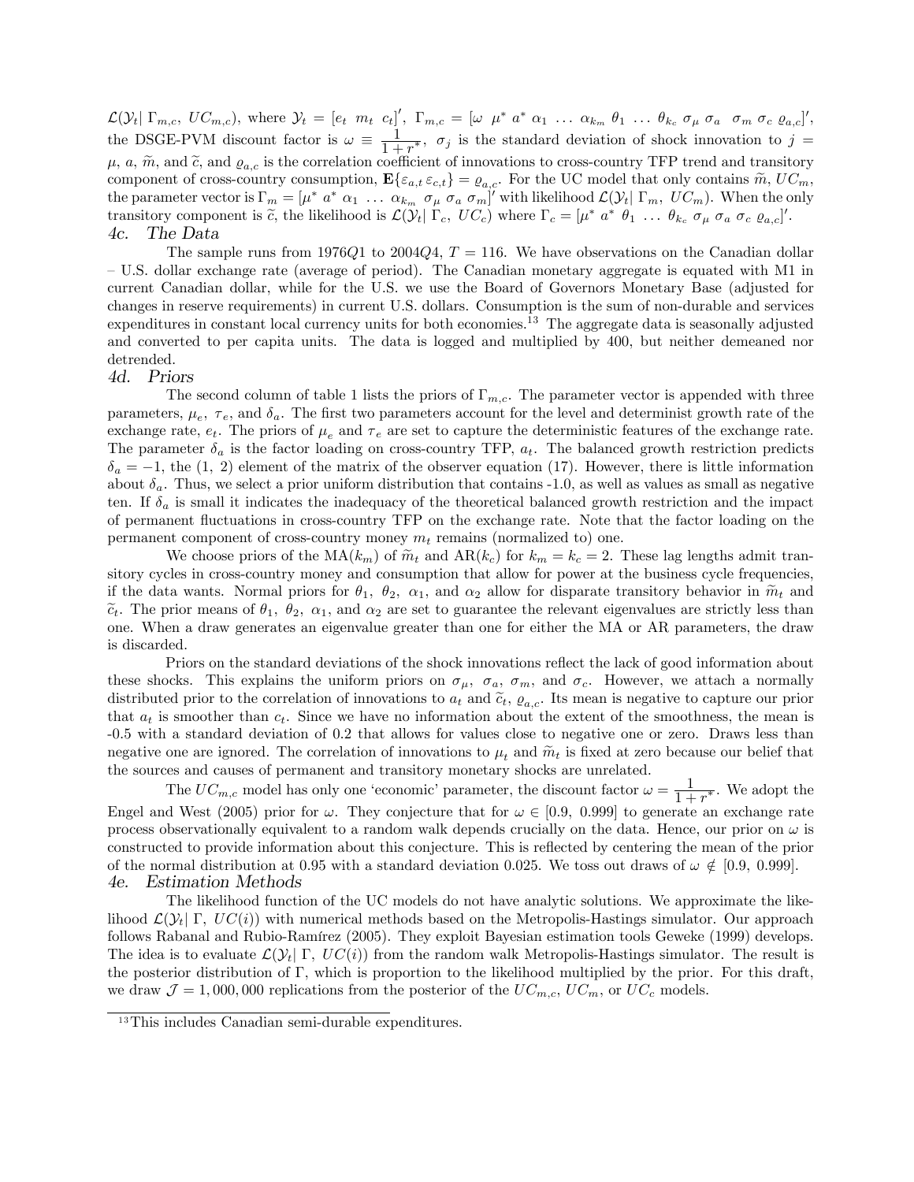$\mathcal{L}(\mathcal{Y}_t|\ \Gamma_{m,c},\ UC_{m,c})$, where $\mathcal{Y}_t = [e_t\ \ m_t\ \ c_t]'$, $\Gamma_{m,c} = [\omega\ \ \mu^*\ a^*\ \alpha_1\ \ldots\ \alpha_{k_m}\ \theta_1\ \ldots\ \theta_{k_c}\ \sigma_\mu\ \sigma_a\ \ \sigma_m\ \sigma_c\ \varrho_{a,c}]'$, the DSGE-PVM discount factor is $\omega \equiv \dfrac{1}{1+r^*}$, $\sigma_j$ is the standard deviation of shock innovation to $j =$ $\mu$, $a$, $\widetilde{m}$, and $\widetilde{c}$, and $\varrho_{a,c}$ is the correlation coefficient of innovations to cross-country TFP trend and transitory component of cross-country consumption, $\mathbf{E}\{\varepsilon_{a,t}\,\varepsilon_{c,t}\} = \varrho_{a,c}$. For the UC model that only contains $\widetilde{m}$, $UC_m$, the parameter vector is $\Gamma_m = [\mu^*\ a^*\ \alpha_1\ \ldots\ \alpha_{k_m}\ \sigma_\mu\ \sigma_a\ \sigma_m]'$ with likelihood $\mathcal{L}(\mathcal{Y}_t|\ \Gamma_m,\ UC_m)$. When the only transitory component is $\widetilde{c}$, the likelihood is $\mathcal{L}(\mathcal{Y}_t|\ \Gamma_c,\ UC_c)$ where $\Gamma_c = [\mu^*\ a^*\ \theta_1\ \ldots\ \theta_{k_c}\ \sigma_\mu\ \sigma_a\ \sigma_c\ \varrho_{a,c}]'$.

### 4c. The Data

The sample runs from 1976*Q*1 to 2004*Q*4, $T = 116$. We have observations on the Canadian dollar – U.S. dollar exchange rate (average of period). The Canadian monetary aggregate is equated with M1 in current Canadian dollar, while for the U.S. we use the Board of Governors Monetary Base (adjusted for changes in reserve requirements) in current U.S. dollars. Consumption is the sum of non-durable and services expenditures in constant local currency units for both economies.[13] The aggregate data is seasonally adjusted and converted to per capita units. The data is logged and multiplied by 400, but neither demeaned nor detrended.

### 4d. Priors

The second column of table 1 lists the priors of $\Gamma_{m,c}$. The parameter vector is appended with three parameters, $\mu_e$, $\tau_e$, and $\delta_a$. The first two parameters account for the level and determinist growth rate of the exchange rate, $e_t$. The priors of $\mu_e$ and $\tau_e$ are set to capture the deterministic features of the exchange rate. The parameter $\delta_a$ is the factor loading on cross-country TFP, $a_t$. The balanced growth restriction predicts $\delta_a = -1$, the (1, 2) element of the matrix of the observer equation (17). However, there is little information about $\delta_a$. Thus, we select a prior uniform distribution that contains -1.0, as well as values as small as negative ten. If $\delta_a$ is small it indicates the inadequacy of the theoretical balanced growth restriction and the impact of permanent fluctuations in cross-country TFP on the exchange rate. Note that the factor loading on the permanent component of cross-country money $m_t$ remains (normalized to) one.

We choose priors of the MA($k_m$) of $\widetilde{m}_t$ and AR($k_c$) for $k_m = k_c = 2$. These lag lengths admit transitory cycles in cross-country money and consumption that allow for power at the business cycle frequencies, if the data wants. Normal priors for $\theta_1$, $\theta_2$, $\alpha_1$, and $\alpha_2$ allow for disparate transitory behavior in $\widetilde{m}_t$ and $\widetilde{c}_t$. The prior means of $\theta_1$, $\theta_2$, $\alpha_1$, and $\alpha_2$ are set to guarantee the relevant eigenvalues are strictly less than one. When a draw generates an eigenvalue greater than one for either the MA or AR parameters, the draw is discarded.

Priors on the standard deviations of the shock innovations reflect the lack of good information about these shocks. This explains the uniform priors on $\sigma_\mu$, $\sigma_a$, $\sigma_m$, and $\sigma_c$. However, we attach a normally distributed prior to the correlation of innovations to $a_t$ and $\widetilde{c}_t$, $\varrho_{a,c}$. Its mean is negative to capture our prior that $a_t$ is smoother than $c_t$. Since we have no information about the extent of the smoothness, the mean is -0.5 with a standard deviation of 0.2 that allows for values close to negative one or zero. Draws less than negative one are ignored. The correlation of innovations to $\mu_t$ and $\widetilde{m}_t$ is fixed at zero because our belief that the sources and causes of permanent and transitory monetary shocks are unrelated.

The $UC_{m,c}$ model has only one 'economic' parameter, the discount factor $\omega = \dfrac{1}{1+r^*}$. We adopt the Engel and West (2005) prior for $\omega$. They conjecture that for $\omega \in [0.9,\ 0.999]$ to generate an exchange rate process observationally equivalent to a random walk depends crucially on the data. Hence, our prior on $\omega$ is constructed to provide information about this conjecture. This is reflected by centering the mean of the prior of the normal distribution at 0.95 with a standard deviation 0.025. We toss out draws of $\omega \notin [0.9,\ 0.999]$.

### 4e. Estimation Methods

The likelihood function of the UC models do not have analytic solutions. We approximate the likelihood $\mathcal{L}(\mathcal{Y}_t|\ \Gamma,\ UC(i))$ with numerical methods based on the Metropolis-Hastings simulator. Our approach follows Rabanal and Rubio-Ramírez (2005). They exploit Bayesian estimation tools Geweke (1999) develops. The idea is to evaluate $\mathcal{L}(\mathcal{Y}_t|\ \Gamma,\ UC(i))$ from the random walk Metropolis-Hastings simulator. The result is the posterior distribution of $\Gamma$, which is proportion to the likelihood multiplied by the prior. For this draft, we draw $\mathcal{J} = 1{,}000{,}000$ replications from the posterior of the $UC_{m,c}$, $UC_m$, or $UC_c$ models.

[13] This includes Canadian semi-durable expenditures.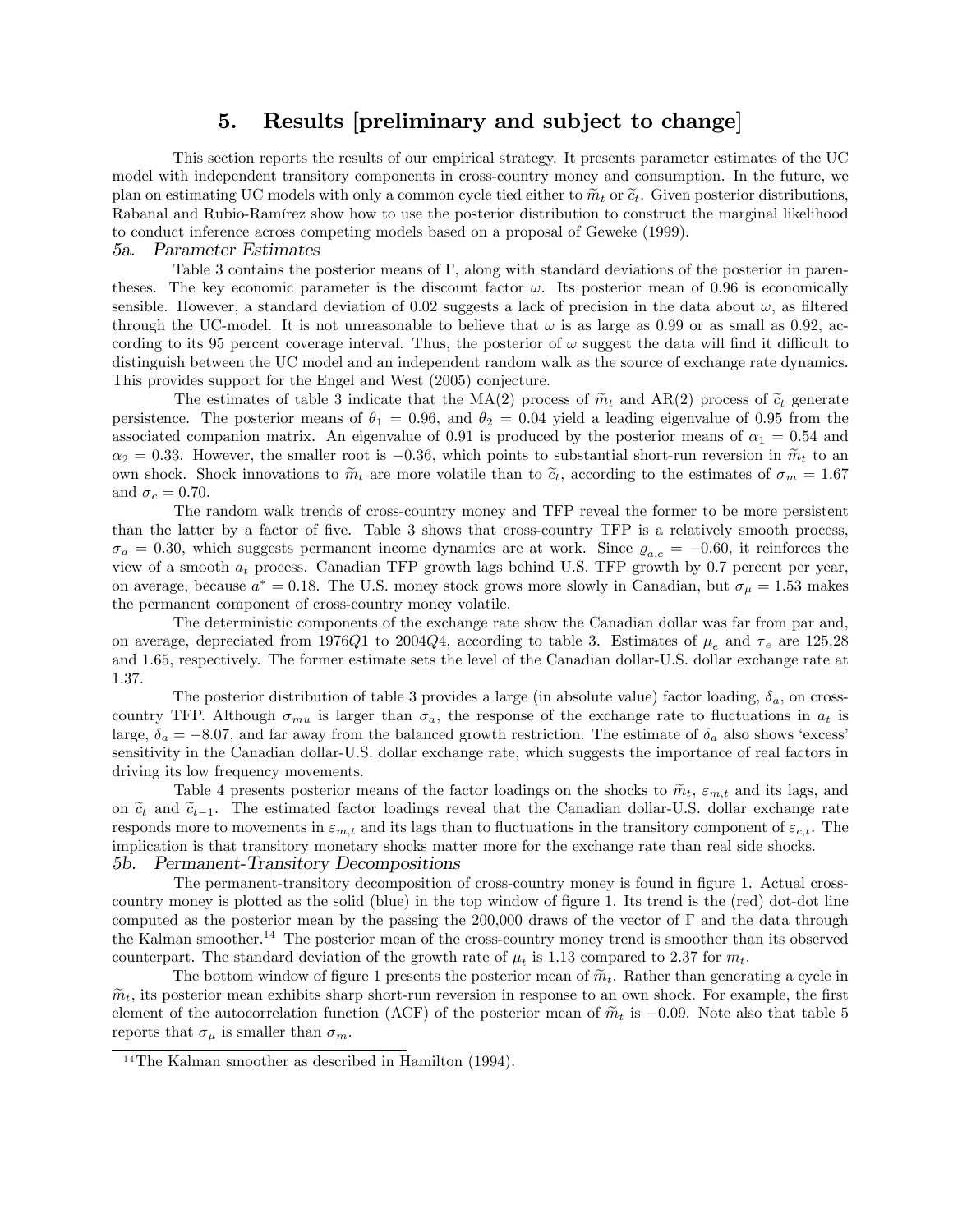# 5. Results [preliminary and subject to change]

This section reports the results of our empirical strategy. It presents parameter estimates of the UC model with independent transitory components in cross-country money and consumption. In the future, we plan on estimating UC models with only a common cycle tied either to $\widetilde{m}_t$ or $\widetilde{c}_t$. Given posterior distributions, Rabanal and Rubio-Ramírez show how to use the posterior distribution to construct the marginal likelihood to conduct inference across competing models based on a proposal of Geweke (1999).

### *5a. Parameter Estimates*

Table 3 contains the posterior means of $\Gamma$, along with standard deviations of the posterior in parentheses. The key economic parameter is the discount factor $\omega$. Its posterior mean of 0.96 is economically sensible. However, a standard deviation of 0.02 suggests a lack of precision in the data about $\omega$, as filtered through the UC-model. It is not unreasonable to believe that $\omega$ is as large as 0.99 or as small as 0.92, according to its 95 percent coverage interval. Thus, the posterior of $\omega$ suggest the data will find it difficult to distinguish between the UC model and an independent random walk as the source of exchange rate dynamics. This provides support for the Engel and West (2005) conjecture.

The estimates of table 3 indicate that the MA(2) process of $\widetilde{m}_t$ and AR(2) process of $\widetilde{c}_t$ generate persistence. The posterior means of $\theta_1 = 0.96$, and $\theta_2 = 0.04$ yield a leading eigenvalue of 0.95 from the associated companion matrix. An eigenvalue of 0.91 is produced by the posterior means of $\alpha_1 = 0.54$ and $\alpha_2 = 0.33$. However, the smaller root is $-0.36$, which points to substantial short-run reversion in $\widetilde{m}_t$ to an own shock. Shock innovations to $\widetilde{m}_t$ are more volatile than to $\widetilde{c}_t$, according to the estimates of $\sigma_m = 1.67$ and $\sigma_c = 0.70$.

The random walk trends of cross-country money and TFP reveal the former to be more persistent than the latter by a factor of five. Table 3 shows that cross-country TFP is a relatively smooth process, $\sigma_a = 0.30$, which suggests permanent income dynamics are at work. Since $\varrho_{a,c} = -0.60$, it reinforces the view of a smooth $a_t$ process. Canadian TFP growth lags behind U.S. TFP growth by 0.7 percent per year, on average, because $a^* = 0.18$. The U.S. money stock grows more slowly in Canadian, but $\sigma_\mu = 1.53$ makes the permanent component of cross-country money volatile.

The deterministic components of the exchange rate show the Canadian dollar was far from par and, on average, depreciated from 1976$Q$1 to 2004$Q$4, according to table 3. Estimates of $\mu_e$ and $\tau_e$ are 125.28 and 1.65, respectively. The former estimate sets the level of the Canadian dollar-U.S. dollar exchange rate at 1.37.

The posterior distribution of table 3 provides a large (in absolute value) factor loading, $\delta_a$, on cross-country TFP. Although $\sigma_{mu}$ is larger than $\sigma_a$, the response of the exchange rate to fluctuations in $a_t$ is large, $\delta_a = -8.07$, and far away from the balanced growth restriction. The estimate of $\delta_a$ also shows 'excess' sensitivity in the Canadian dollar-U.S. dollar exchange rate, which suggests the importance of real factors in driving its low frequency movements.

Table 4 presents posterior means of the factor loadings on the shocks to $\widetilde{m}_t$, $\varepsilon_{m,t}$ and its lags, and on $\widetilde{c}_t$ and $\widetilde{c}_{t-1}$. The estimated factor loadings reveal that the Canadian dollar-U.S. dollar exchange rate responds more to movements in $\varepsilon_{m,t}$ and its lags than to fluctuations in the transitory component of $\varepsilon_{c,t}$. The implication is that transitory monetary shocks matter more for the exchange rate than real side shocks.

### *5b. Permanent-Transitory Decompositions*

The permanent-transitory decomposition of cross-country money is found in figure 1. Actual cross-country money is plotted as the solid (blue) in the top window of figure 1. Its trend is the (red) dot-dot line computed as the posterior mean by the passing the 200,000 draws of the vector of $\Gamma$ and the data through the Kalman smoother.[14] The posterior mean of the cross-country money trend is smoother than its observed counterpart. The standard deviation of the growth rate of $\mu_t$ is 1.13 compared to 2.37 for $m_t$.

The bottom window of figure 1 presents the posterior mean of $\widetilde{m}_t$. Rather than generating a cycle in $\widetilde{m}_t$, its posterior mean exhibits sharp short-run reversion in response to an own shock. For example, the first element of the autocorrelation function (ACF) of the posterior mean of $\widetilde{m}_t$ is $-0.09$. Note also that table 5 reports that $\sigma_\mu$ is smaller than $\sigma_m$.

---

[14] The Kalman smoother as described in Hamilton (1994).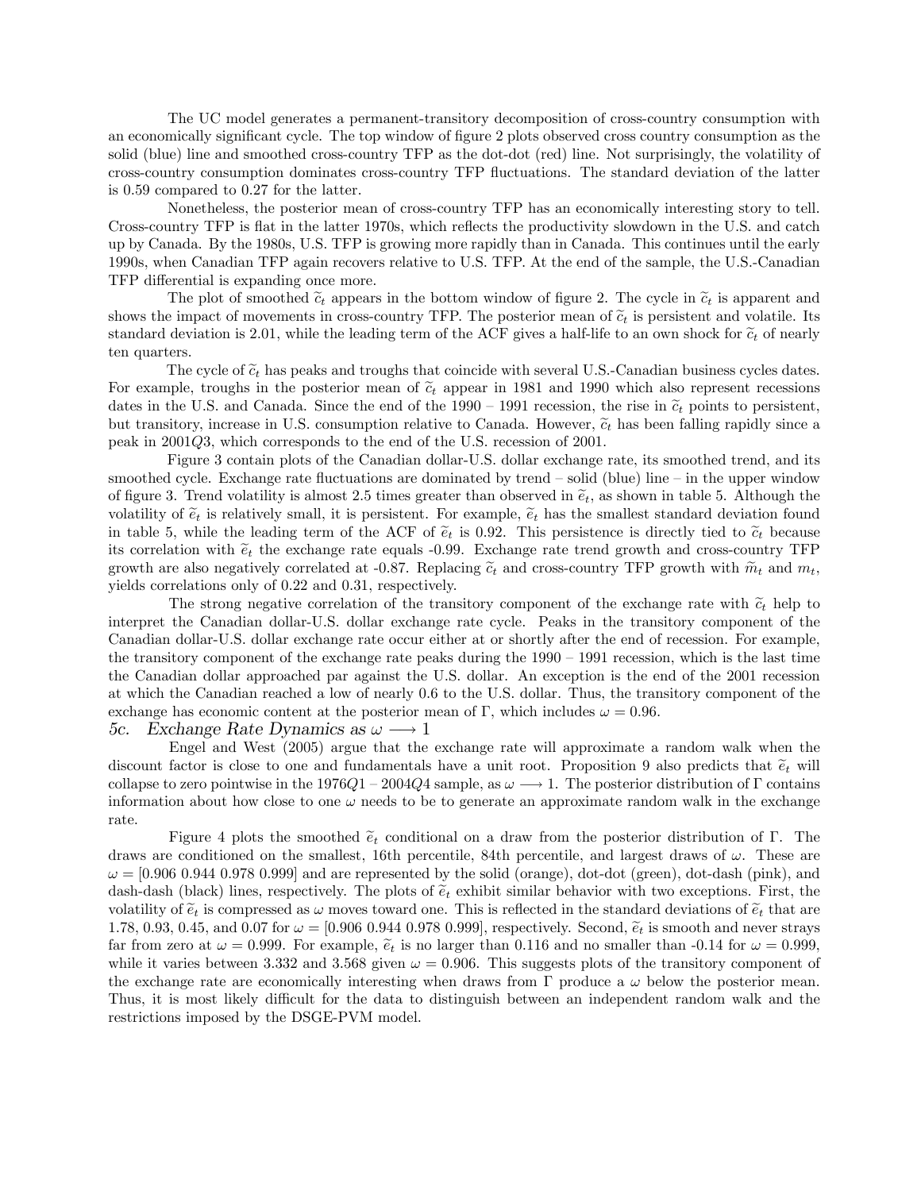The UC model generates a permanent-transitory decomposition of cross-country consumption with an economically significant cycle. The top window of figure 2 plots observed cross country consumption as the solid (blue) line and smoothed cross-country TFP as the dot-dot (red) line. Not surprisingly, the volatility of cross-country consumption dominates cross-country TFP fluctuations. The standard deviation of the latter is 0.59 compared to 0.27 for the latter.

Nonetheless, the posterior mean of cross-country TFP has an economically interesting story to tell. Cross-country TFP is flat in the latter 1970s, which reflects the productivity slowdown in the U.S. and catch up by Canada. By the 1980s, U.S. TFP is growing more rapidly than in Canada. This continues until the early 1990s, when Canadian TFP again recovers relative to U.S. TFP. At the end of the sample, the U.S.-Canadian TFP differential is expanding once more.

The plot of smoothed $\widetilde{c}_t$ appears in the bottom window of figure 2. The cycle in $\widetilde{c}_t$ is apparent and shows the impact of movements in cross-country TFP. The posterior mean of $\widetilde{c}_t$ is persistent and volatile. Its standard deviation is 2.01, while the leading term of the ACF gives a half-life to an own shock for $\widetilde{c}_t$ of nearly ten quarters.

The cycle of $\widetilde{c}_t$ has peaks and troughs that coincide with several U.S.-Canadian business cycles dates. For example, troughs in the posterior mean of $\widetilde{c}_t$ appear in 1981 and 1990 which also represent recessions dates in the U.S. and Canada. Since the end of the 1990 – 1991 recession, the rise in $\widetilde{c}_t$ points to persistent, but transitory, increase in U.S. consumption relative to Canada. However, $\widetilde{c}_t$ has been falling rapidly since a peak in 2001$Q$3, which corresponds to the end of the U.S. recession of 2001.

Figure 3 contain plots of the Canadian dollar-U.S. dollar exchange rate, its smoothed trend, and its smoothed cycle. Exchange rate fluctuations are dominated by trend – solid (blue) line – in the upper window of figure 3. Trend volatility is almost 2.5 times greater than observed in $\widetilde{e}_t$, as shown in table 5. Although the volatility of $\widetilde{e}_t$ is relatively small, it is persistent. For example, $\widetilde{e}_t$ has the smallest standard deviation found in table 5, while the leading term of the ACF of $\widetilde{e}_t$ is 0.92. This persistence is directly tied to $\widetilde{c}_t$ because its correlation with $\widetilde{e}_t$ the exchange rate equals -0.99. Exchange rate trend growth and cross-country TFP growth are also negatively correlated at -0.87. Replacing $\widetilde{c}_t$ and cross-country TFP growth with $\widetilde{m}_t$ and $m_t$, yields correlations only of 0.22 and 0.31, respectively.

The strong negative correlation of the transitory component of the exchange rate with $\widetilde{c}_t$ help to interpret the Canadian dollar-U.S. dollar exchange rate cycle. Peaks in the transitory component of the Canadian dollar-U.S. dollar exchange rate occur either at or shortly after the end of recession. For example, the transitory component of the exchange rate peaks during the 1990 – 1991 recession, which is the last time the Canadian dollar approached par against the U.S. dollar. An exception is the end of the 2001 recession at which the Canadian reached a low of nearly 0.6 to the U.S. dollar. Thus, the transitory component of the exchange has economic content at the posterior mean of $\Gamma$, which includes $\omega = 0.96$.

### 5c. *Exchange Rate Dynamics as $\omega \longrightarrow 1$*

Engel and West (2005) argue that the exchange rate will approximate a random walk when the discount factor is close to one and fundamentals have a unit root. Proposition 9 also predicts that $\widetilde{e}_t$ will collapse to zero pointwise in the 1976$Q$1 – 2004$Q$4 sample, as $\omega \longrightarrow 1$. The posterior distribution of $\Gamma$ contains information about how close to one $\omega$ needs to be to generate an approximate random walk in the exchange rate.

Figure 4 plots the smoothed $\widetilde{e}_t$ conditional on a draw from the posterior distribution of $\Gamma$. The draws are conditioned on the smallest, 16th percentile, 84th percentile, and largest draws of $\omega$. These are $\omega$ = [0.906 0.944 0.978 0.999] and are represented by the solid (orange), dot-dot (green), dot-dash (pink), and dash-dash (black) lines, respectively. The plots of $\widetilde{e}_t$ exhibit similar behavior with two exceptions. First, the volatility of $\widetilde{e}_t$ is compressed as $\omega$ moves toward one. This is reflected in the standard deviations of $\widetilde{e}_t$ that are 1.78, 0.93, 0.45, and 0.07 for $\omega$ = [0.906 0.944 0.978 0.999], respectively. Second, $\widetilde{e}_t$ is smooth and never strays far from zero at $\omega = 0.999$. For example, $\widetilde{e}_t$ is no larger than 0.116 and no smaller than -0.14 for $\omega = 0.999$, while it varies between 3.332 and 3.568 given $\omega = 0.906$. This suggests plots of the transitory component of the exchange rate are economically interesting when draws from $\Gamma$ produce a $\omega$ below the posterior mean. Thus, it is most likely difficult for the data to distinguish between an independent random walk and the restrictions imposed by the DSGE-PVM model.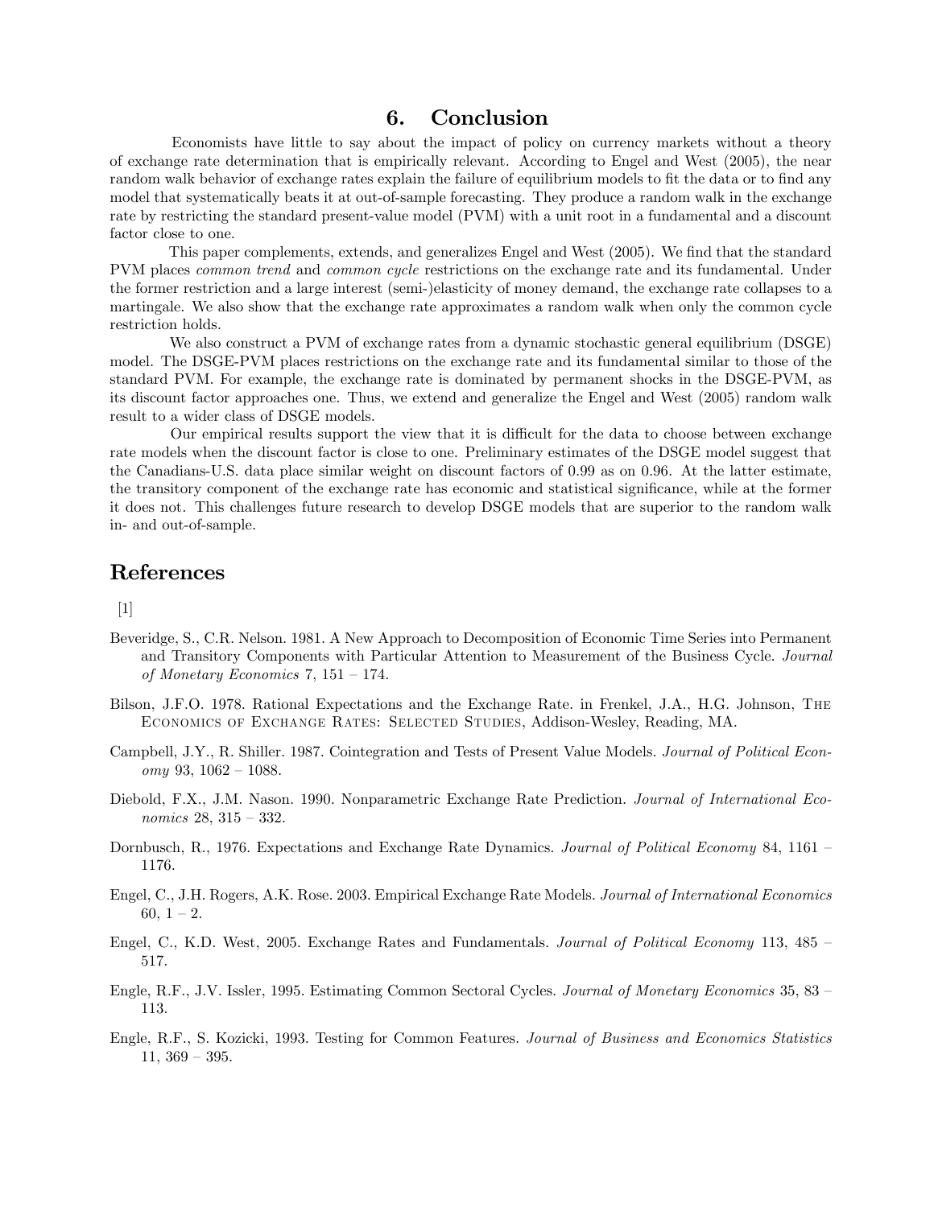# 6. Conclusion

Economists have little to say about the impact of policy on currency markets without a theory of exchange rate determination that is empirically relevant. According to Engel and West (2005), the near random walk behavior of exchange rates explain the failure of equilibrium models to fit the data or to find any model that systematically beats it at out-of-sample forecasting. They produce a random walk in the exchange rate by restricting the standard present-value model (PVM) with a unit root in a fundamental and a discount factor close to one.

This paper complements, extends, and generalizes Engel and West (2005). We find that the standard PVM places *common trend* and *common cycle* restrictions on the exchange rate and its fundamental. Under the former restriction and a large interest (semi-)elasticity of money demand, the exchange rate collapses to a martingale. We also show that the exchange rate approximates a random walk when only the common cycle restriction holds.

We also construct a PVM of exchange rates from a dynamic stochastic general equilibrium (DSGE) model. The DSGE-PVM places restrictions on the exchange rate and its fundamental similar to those of the standard PVM. For example, the exchange rate is dominated by permanent shocks in the DSGE-PVM, as its discount factor approaches one. Thus, we extend and generalize the Engel and West (2005) random walk result to a wider class of DSGE models.

Our empirical results support the view that it is difficult for the data to choose between exchange rate models when the discount factor is close to one. Preliminary estimates of the DSGE model suggest that the Canadians-U.S. data place similar weight on discount factors of 0.99 as on 0.96. At the latter estimate, the transitory component of the exchange rate has economic and statistical significance, while at the former it does not. This challenges future research to develop DSGE models that are superior to the random walk in- and out-of-sample.

# References

[1]

Beveridge, S., C.R. Nelson. 1981. A New Approach to Decomposition of Economic Time Series into Permanent and Transitory Components with Particular Attention to Measurement of the Business Cycle. *Journal of Monetary Economics* 7, 151 – 174.

Bilson, J.F.O. 1978. Rational Expectations and the Exchange Rate. in Frenkel, J.A., H.G. Johnson, The Economics of Exchange Rates: Selected Studies, Addison-Wesley, Reading, MA.

Campbell, J.Y., R. Shiller. 1987. Cointegration and Tests of Present Value Models. *Journal of Political Economy* 93, 1062 – 1088.

Diebold, F.X., J.M. Nason. 1990. Nonparametric Exchange Rate Prediction. *Journal of International Economics* 28, 315 – 332.

Dornbusch, R., 1976. Expectations and Exchange Rate Dynamics. *Journal of Political Economy* 84, 1161 – 1176.

Engel, C., J.H. Rogers, A.K. Rose. 2003. Empirical Exchange Rate Models. *Journal of International Economics* 60, 1 – 2.

Engel, C., K.D. West, 2005. Exchange Rates and Fundamentals. *Journal of Political Economy* 113, 485 – 517.

Engle, R.F., J.V. Issler, 1995. Estimating Common Sectoral Cycles. *Journal of Monetary Economics* 35, 83 – 113.

Engle, R.F., S. Kozicki, 1993. Testing for Common Features. *Journal of Business and Economics Statistics* 11, 369 – 395.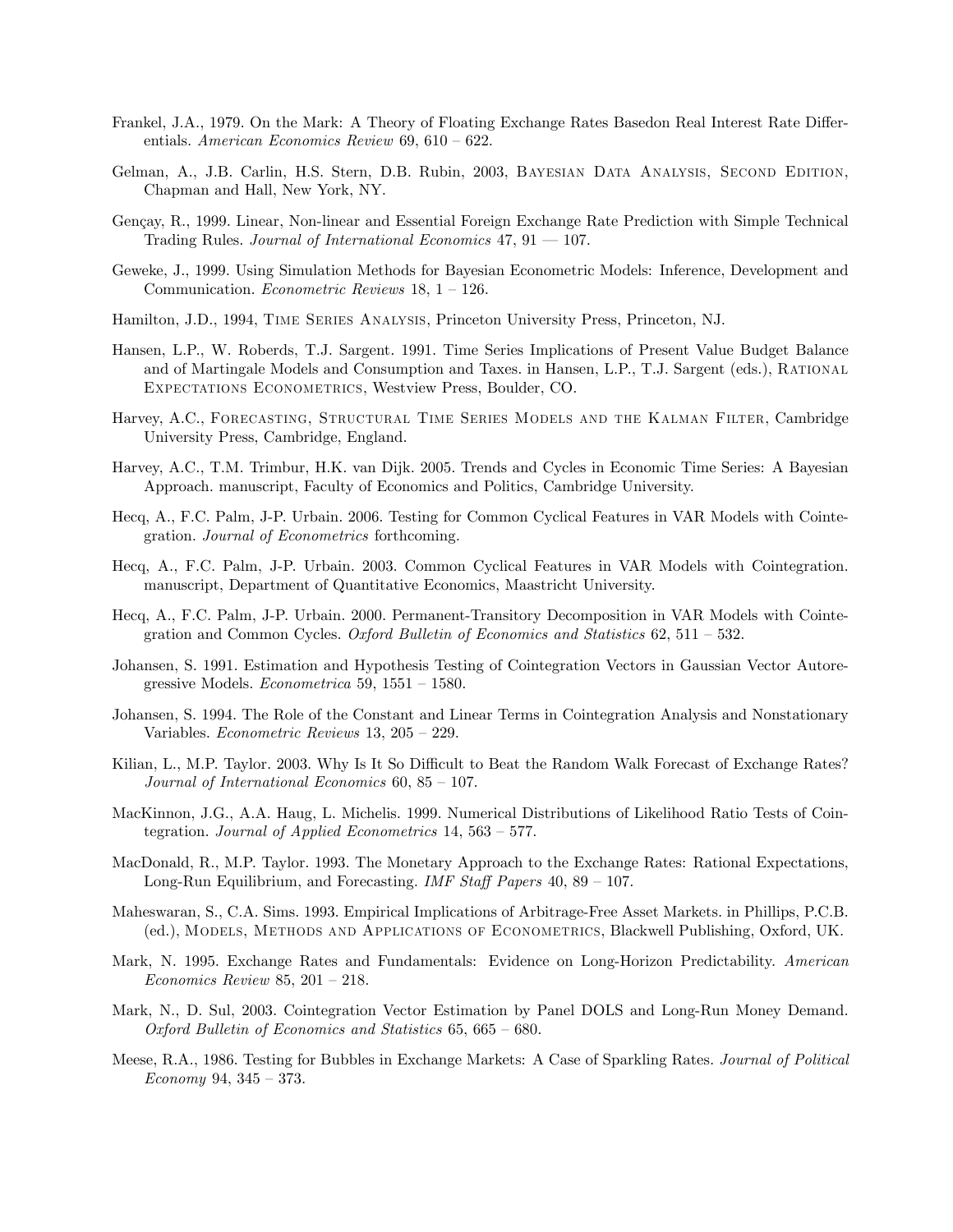Frankel, J.A., 1979. On the Mark: A Theory of Floating Exchange Rates Basedon Real Interest Rate Differentials. *American Economics Review* 69, 610 – 622.

Gelman, A., J.B. Carlin, H.S. Stern, D.B. Rubin, 2003, Bayesian Data Analysis, Second Edition, Chapman and Hall, New York, NY.

Gençay, R., 1999. Linear, Non-linear and Essential Foreign Exchange Rate Prediction with Simple Technical Trading Rules. *Journal of International Economics* 47, 91 — 107.

Geweke, J., 1999. Using Simulation Methods for Bayesian Econometric Models: Inference, Development and Communication. *Econometric Reviews* 18, 1 – 126.

Hamilton, J.D., 1994, Time Series Analysis, Princeton University Press, Princeton, NJ.

Hansen, L.P., W. Roberds, T.J. Sargent. 1991. Time Series Implications of Present Value Budget Balance and of Martingale Models and Consumption and Taxes. in Hansen, L.P., T.J. Sargent (eds.), Rational Expectations Econometrics, Westview Press, Boulder, CO.

Harvey, A.C., Forecasting, Structural Time Series Models and the Kalman Filter, Cambridge University Press, Cambridge, England.

Harvey, A.C., T.M. Trimbur, H.K. van Dijk. 2005. Trends and Cycles in Economic Time Series: A Bayesian Approach. manuscript, Faculty of Economics and Politics, Cambridge University.

Hecq, A., F.C. Palm, J-P. Urbain. 2006. Testing for Common Cyclical Features in VAR Models with Cointegration. *Journal of Econometrics* forthcoming.

Hecq, A., F.C. Palm, J-P. Urbain. 2003. Common Cyclical Features in VAR Models with Cointegration. manuscript, Department of Quantitative Economics, Maastricht University.

Hecq, A., F.C. Palm, J-P. Urbain. 2000. Permanent-Transitory Decomposition in VAR Models with Cointegration and Common Cycles. *Oxford Bulletin of Economics and Statistics* 62, 511 – 532.

Johansen, S. 1991. Estimation and Hypothesis Testing of Cointegration Vectors in Gaussian Vector Autoregressive Models. *Econometrica* 59, 1551 – 1580.

Johansen, S. 1994. The Role of the Constant and Linear Terms in Cointegration Analysis and Nonstationary Variables. *Econometric Reviews* 13, 205 – 229.

Kilian, L., M.P. Taylor. 2003. Why Is It So Difficult to Beat the Random Walk Forecast of Exchange Rates? *Journal of International Economics* 60, 85 – 107.

MacKinnon, J.G., A.A. Haug, L. Michelis. 1999. Numerical Distributions of Likelihood Ratio Tests of Cointegration. *Journal of Applied Econometrics* 14, 563 – 577.

MacDonald, R., M.P. Taylor. 1993. The Monetary Approach to the Exchange Rates: Rational Expectations, Long-Run Equilibrium, and Forecasting. *IMF Staff Papers* 40, 89 – 107.

Maheswaran, S., C.A. Sims. 1993. Empirical Implications of Arbitrage-Free Asset Markets. in Phillips, P.C.B. (ed.), Models, Methods and Applications of Econometrics, Blackwell Publishing, Oxford, UK.

Mark, N. 1995. Exchange Rates and Fundamentals: Evidence on Long-Horizon Predictability. *American Economics Review* 85, 201 – 218.

Mark, N., D. Sul, 2003. Cointegration Vector Estimation by Panel DOLS and Long-Run Money Demand. *Oxford Bulletin of Economics and Statistics* 65, 665 – 680.

Meese, R.A., 1986. Testing for Bubbles in Exchange Markets: A Case of Sparkling Rates. *Journal of Political Economy* 94, 345 – 373.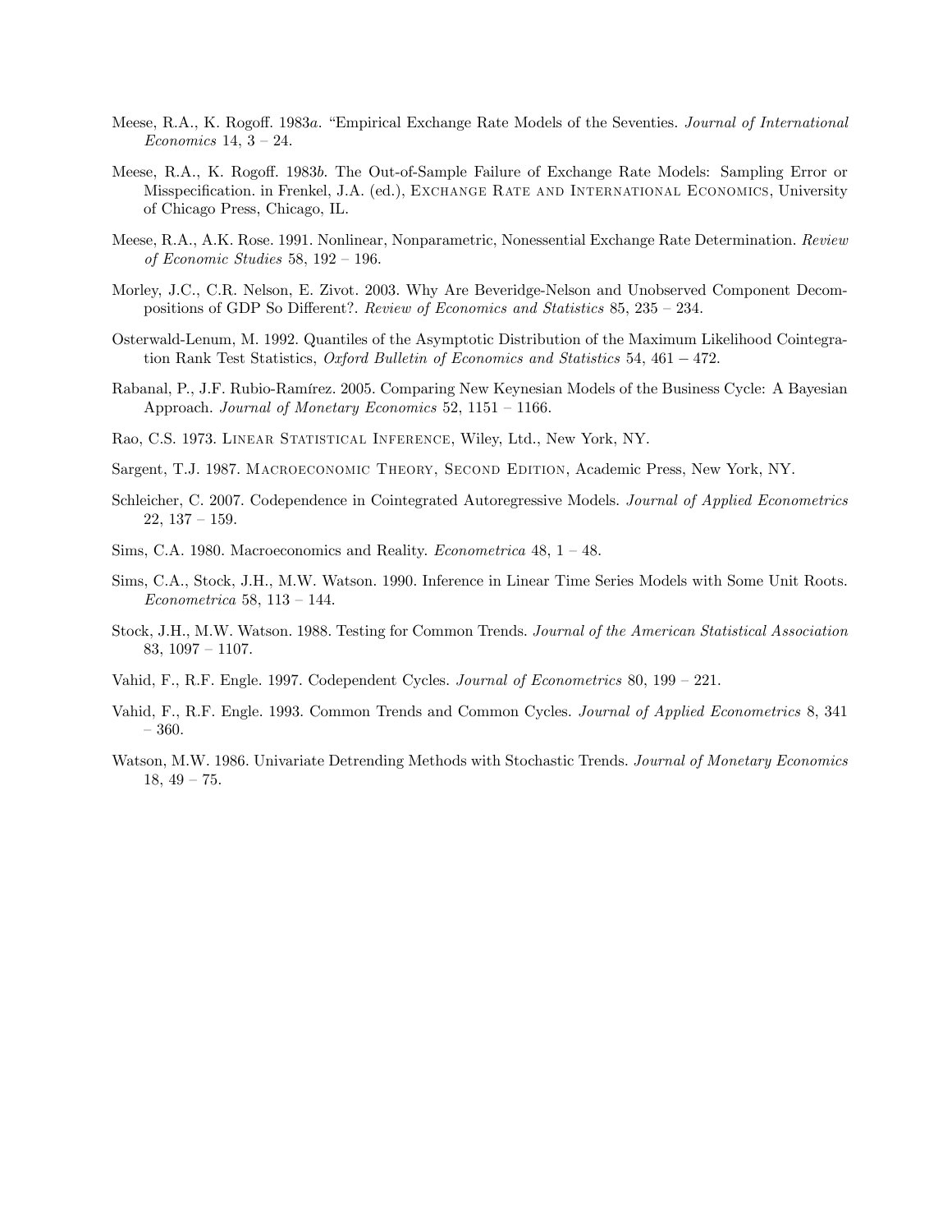Meese, R.A., K. Rogoff. 1983*a*. "Empirical Exchange Rate Models of the Seventies. *Journal of International Economics* 14, 3 – 24.

Meese, R.A., K. Rogoff. 1983*b*. The Out-of-Sample Failure of Exchange Rate Models: Sampling Error or Misspecification. in Frenkel, J.A. (ed.), Exchange Rate and International Economics, University of Chicago Press, Chicago, IL.

Meese, R.A., A.K. Rose. 1991. Nonlinear, Nonparametric, Nonessential Exchange Rate Determination. *Review of Economic Studies* 58, 192 – 196.

Morley, J.C., C.R. Nelson, E. Zivot. 2003. Why Are Beveridge-Nelson and Unobserved Component Decompositions of GDP So Different?. *Review of Economics and Statistics* 85, 235 – 234.

Osterwald-Lenum, M. 1992. Quantiles of the Asymptotic Distribution of the Maximum Likelihood Cointegration Rank Test Statistics, *Oxford Bulletin of Economics and Statistics* 54, 461 − 472.

Rabanal, P., J.F. Rubio-Ramírez. 2005. Comparing New Keynesian Models of the Business Cycle: A Bayesian Approach. *Journal of Monetary Economics* 52, 1151 – 1166.

Rao, C.S. 1973. Linear Statistical Inference, Wiley, Ltd., New York, NY.

Sargent, T.J. 1987. Macroeconomic Theory, Second Edition, Academic Press, New York, NY.

Schleicher, C. 2007. Codependence in Cointegrated Autoregressive Models. *Journal of Applied Econometrics* 22, 137 – 159.

Sims, C.A. 1980. Macroeconomics and Reality. *Econometrica* 48, 1 – 48.

Sims, C.A., Stock, J.H., M.W. Watson. 1990. Inference in Linear Time Series Models with Some Unit Roots. *Econometrica* 58, 113 – 144.

Stock, J.H., M.W. Watson. 1988. Testing for Common Trends. *Journal of the American Statistical Association* 83, 1097 – 1107.

Vahid, F., R.F. Engle. 1997. Codependent Cycles. *Journal of Econometrics* 80, 199 – 221.

Vahid, F., R.F. Engle. 1993. Common Trends and Common Cycles. *Journal of Applied Econometrics* 8, 341 – 360.

Watson, M.W. 1986. Univariate Detrending Methods with Stochastic Trends. *Journal of Monetary Economics* 18, 49 – 75.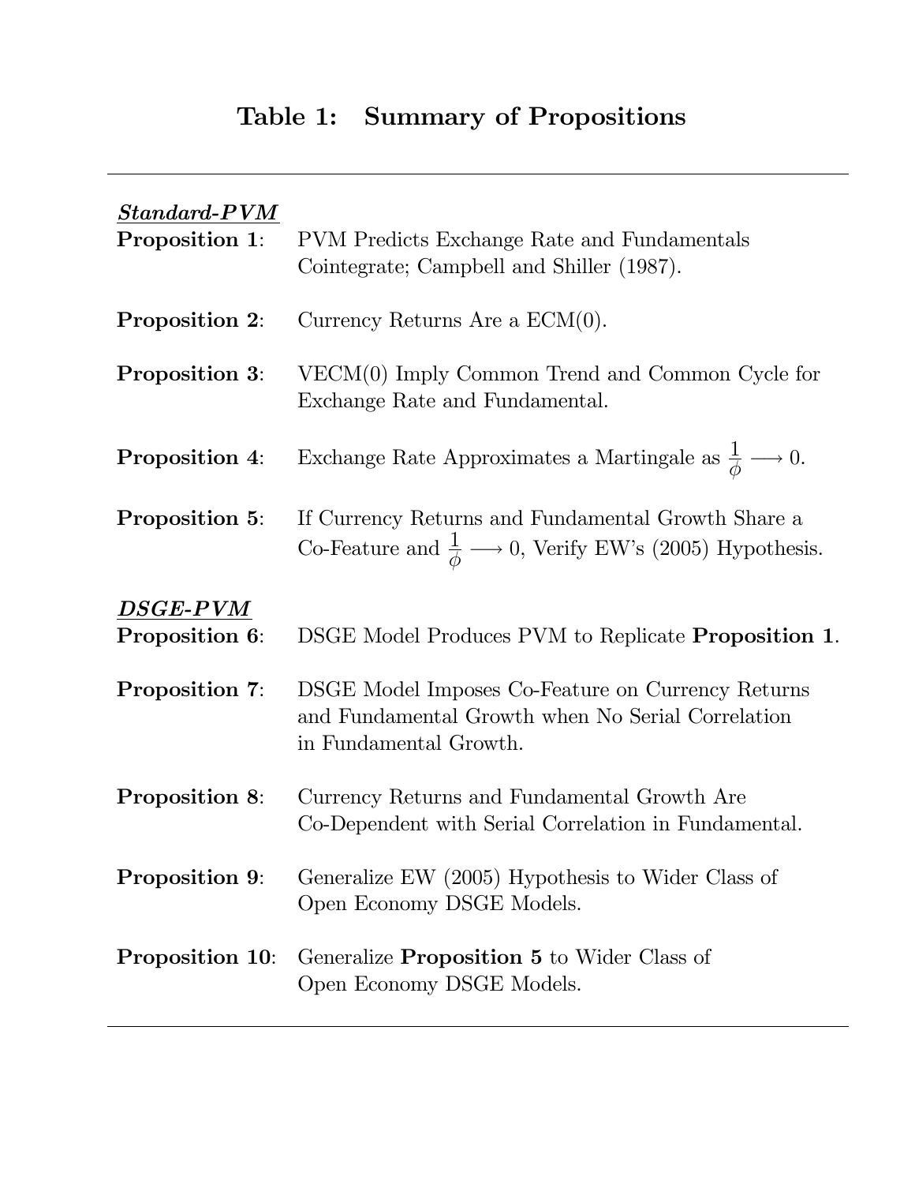# Table 1: Summary of Propositions

***Standard-PVM***

**Proposition 1**: PVM Predicts Exchange Rate and Fundamentals Cointegrate; Campbell and Shiller (1987).

**Proposition 2**: Currency Returns Are a ECM(0).

**Proposition 3**: VECM(0) Imply Common Trend and Common Cycle for Exchange Rate and Fundamental.

**Proposition 4**: Exchange Rate Approximates a Martingale as $\frac{1}{\phi} \longrightarrow 0$.

**Proposition 5**: If Currency Returns and Fundamental Growth Share a Co-Feature and $\frac{1}{\phi} \longrightarrow 0$, Verify EW's (2005) Hypothesis.

***DSGE-PVM***

**Proposition 6**: DSGE Model Produces PVM to Replicate **Proposition 1**.

**Proposition 7**: DSGE Model Imposes Co-Feature on Currency Returns and Fundamental Growth when No Serial Correlation in Fundamental Growth.

**Proposition 8**: Currency Returns and Fundamental Growth Are Co-Dependent with Serial Correlation in Fundamental.

**Proposition 9**: Generalize EW (2005) Hypothesis to Wider Class of Open Economy DSGE Models.

**Proposition 10**: Generalize **Proposition 5** to Wider Class of Open Economy DSGE Models.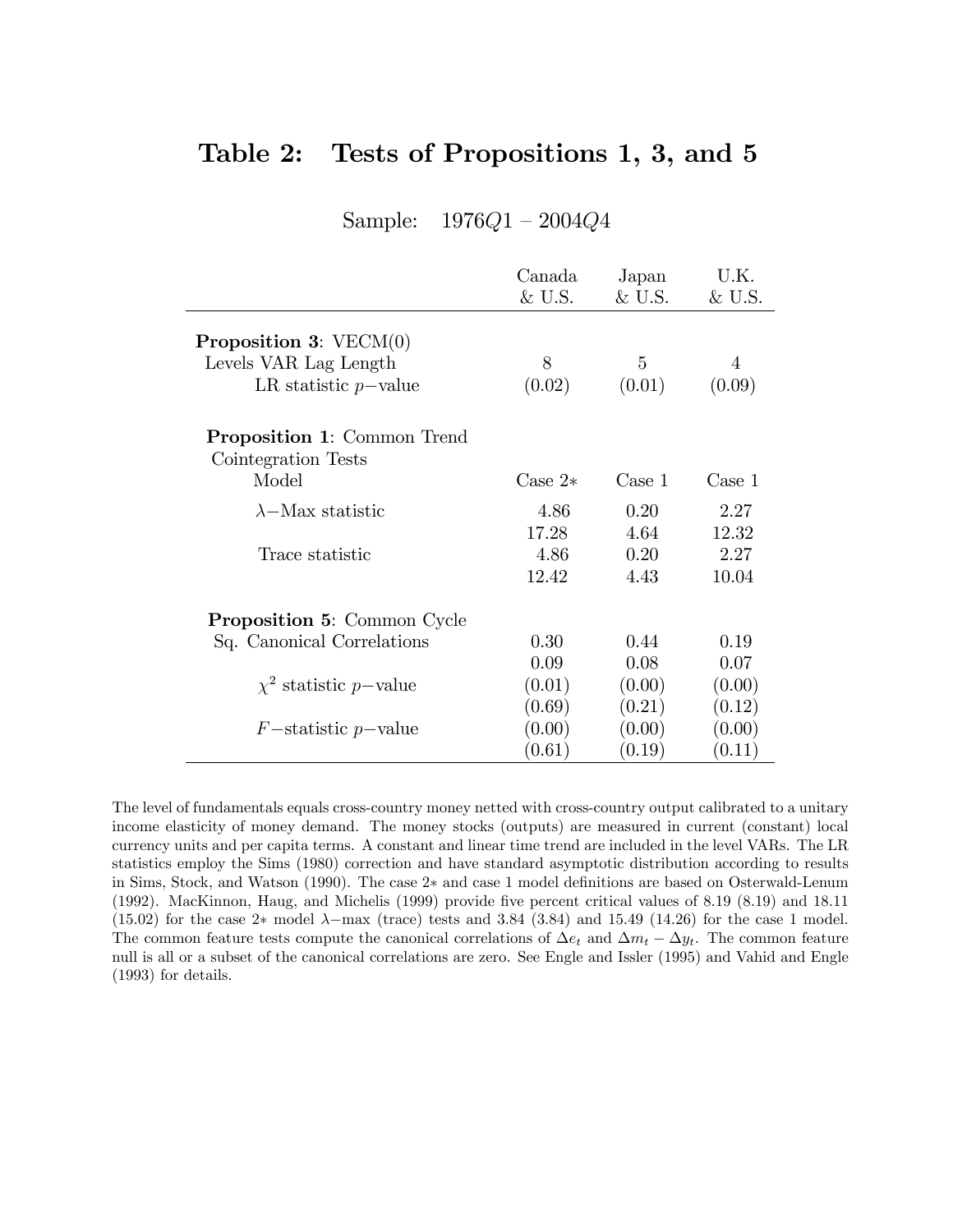# Table 2: Tests of Propositions 1, 3, and 5

Sample: $1976Q1$ – $2004Q4$

| | Canada & U.S. | Japan & U.S. | U.K. & U.S. |
|---|---|---|---|
| **Proposition 3**: VECM(0) | | | |
| Levels VAR Lag Length | 8 | 5 | 4 |
| LR statistic $p-$value | (0.02) | (0.01) | (0.09) |
| **Proposition 1**: Common Trend Cointegration Tests | | | |
| Model | Case 2$*$ | Case 1 | Case 1 |
| $\lambda-$Max statistic | 4.86 | 0.20 | 2.27 |
| | 17.28 | 4.64 | 12.32 |
| Trace statistic | 4.86 | 0.20 | 2.27 |
| | 12.42 | 4.43 | 10.04 |
| **Proposition 5**: Common Cycle | | | |
| Sq. Canonical Correlations | 0.30 | 0.44 | 0.19 |
| | 0.09 | 0.08 | 0.07 |
| $\chi^2$ statistic $p-$value | (0.01) | (0.00) | (0.00) |
| | (0.69) | (0.21) | (0.12) |
| $F-$statistic $p-$value | (0.00) | (0.00) | (0.00) |
| | (0.61) | (0.19) | (0.11) |

The level of fundamentals equals cross-country money netted with cross-country output calibrated to a unitary income elasticity of money demand. The money stocks (outputs) are measured in current (constant) local currency units and per capita terms. A constant and linear time trend are included in the level VARs. The LR statistics employ the Sims (1980) correction and have standard asymptotic distribution according to results in Sims, Stock, and Watson (1990). The case 2$*$ and case 1 model definitions are based on Osterwald-Lenum (1992). MacKinnon, Haug, and Michelis (1999) provide five percent critical values of 8.19 (8.19) and 18.11 (15.02) for the case 2$*$ model $\lambda-$max (trace) tests and 3.84 (3.84) and 15.49 (14.26) for the case 1 model. The common feature tests compute the canonical correlations of $\Delta e_t$ and $\Delta m_t - \Delta y_t$. The common feature null is all or a subset of the canonical correlations are zero. See Engle and Issler (1995) and Vahid and Engle (1993) for details.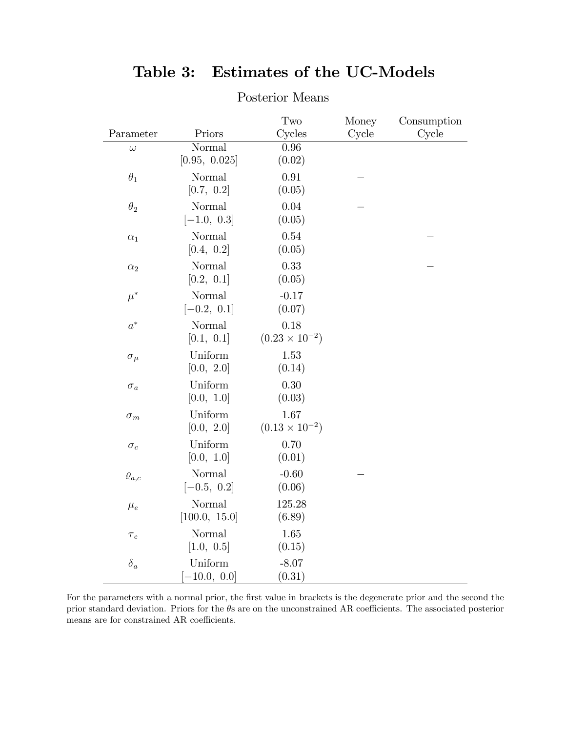# Table 3: Estimates of the UC-Models

Posterior Means

| Parameter | Priors | Two Cycles | Money Cycle | Consumption Cycle |
|---|---|---|---|---|
| $\omega$ | Normal [0.95, 0.025] | 0.96 (0.02) | | |
| $\theta_1$ | Normal [0.7, 0.2] | 0.91 (0.05) | – | |
| $\theta_2$ | Normal [−1.0, 0.3] | 0.04 (0.05) | – | |
| $\alpha_1$ | Normal [0.4, 0.2] | 0.54 (0.05) | | – |
| $\alpha_2$ | Normal [0.2, 0.1] | 0.33 (0.05) | | – |
| $\mu^*$ | Normal [−0.2, 0.1] | -0.17 (0.07) | | |
| $a^*$ | Normal [0.1, 0.1] | 0.18 ($0.23 \times 10^{-2}$) | | |
| $\sigma_\mu$ | Uniform [0.0, 2.0] | 1.53 (0.14) | | |
| $\sigma_a$ | Uniform [0.0, 1.0] | 0.30 (0.03) | | |
| $\sigma_m$ | Uniform [0.0, 2.0] | 1.67 ($0.13 \times 10^{-2}$) | | |
| $\sigma_c$ | Uniform [0.0, 1.0] | 0.70 (0.01) | | |
| $\varrho_{a,c}$ | Normal [−0.5, 0.2] | -0.60 (0.06) | – | |
| $\mu_e$ | Normal [100.0, 15.0] | 125.28 (6.89) | | |
| $\tau_e$ | Normal [1.0, 0.5] | 1.65 (0.15) | | |
| $\delta_a$ | Uniform [−10.0, 0.0] | -8.07 (0.31) | | |

For the parameters with a normal prior, the first value in brackets is the degenerate prior and the second the prior standard deviation. Priors for the $\theta$s are on the unconstrained AR coefficients. The associated posterior means are for constrained AR coefficients.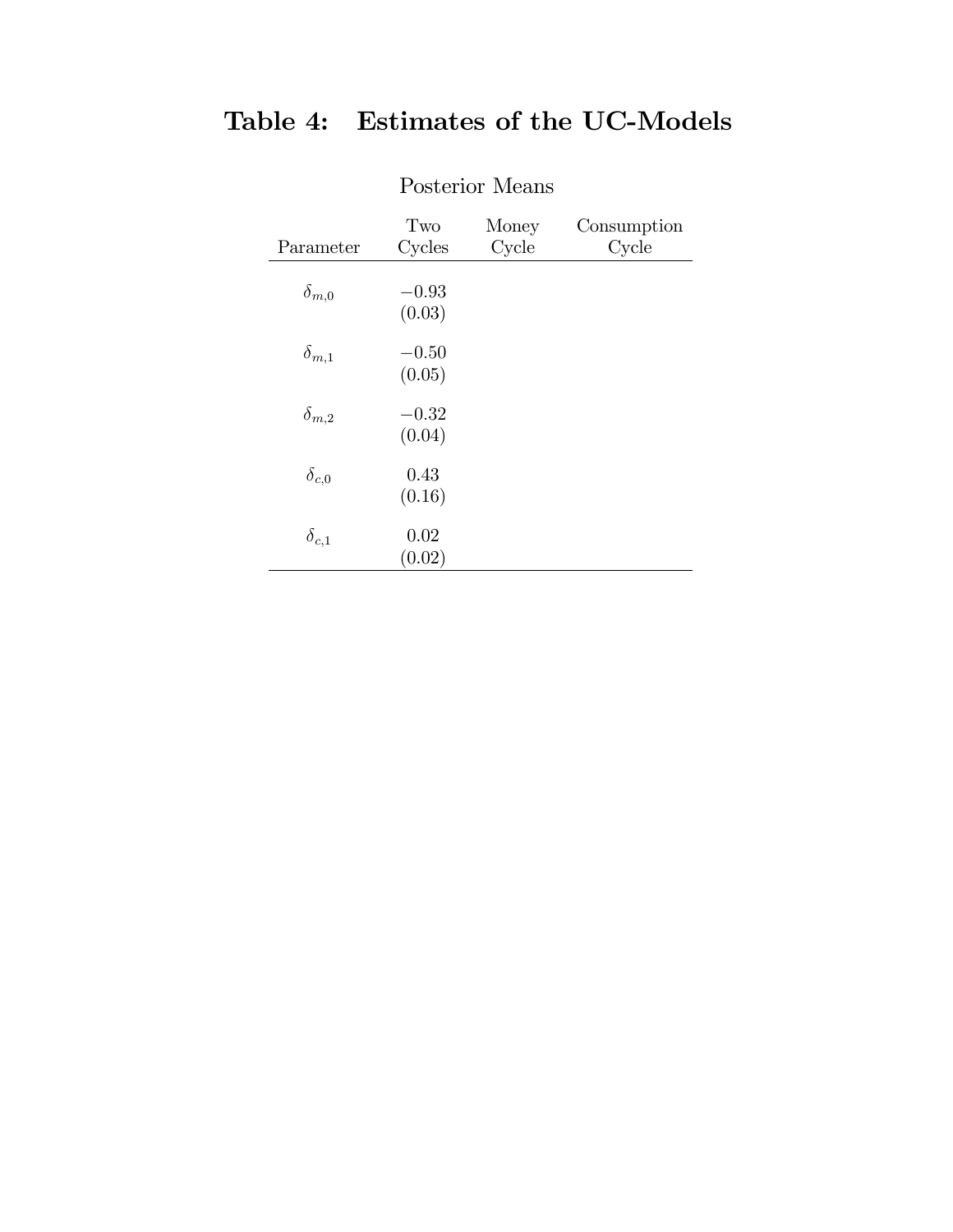# Table 4: Estimates of the UC-Models

Posterior Means

| Parameter | Two Cycles | Money Cycle | Consumption Cycle |
|---|---|---|---|
| $\delta_{m,0}$ | $-0.93$ (0.03) | | |
| $\delta_{m,1}$ | $-0.50$ (0.05) | | |
| $\delta_{m,2}$ | $-0.32$ (0.04) | | |
| $\delta_{c,0}$ | 0.43 (0.16) | | |
| $\delta_{c,1}$ | 0.02 (0.02) | | |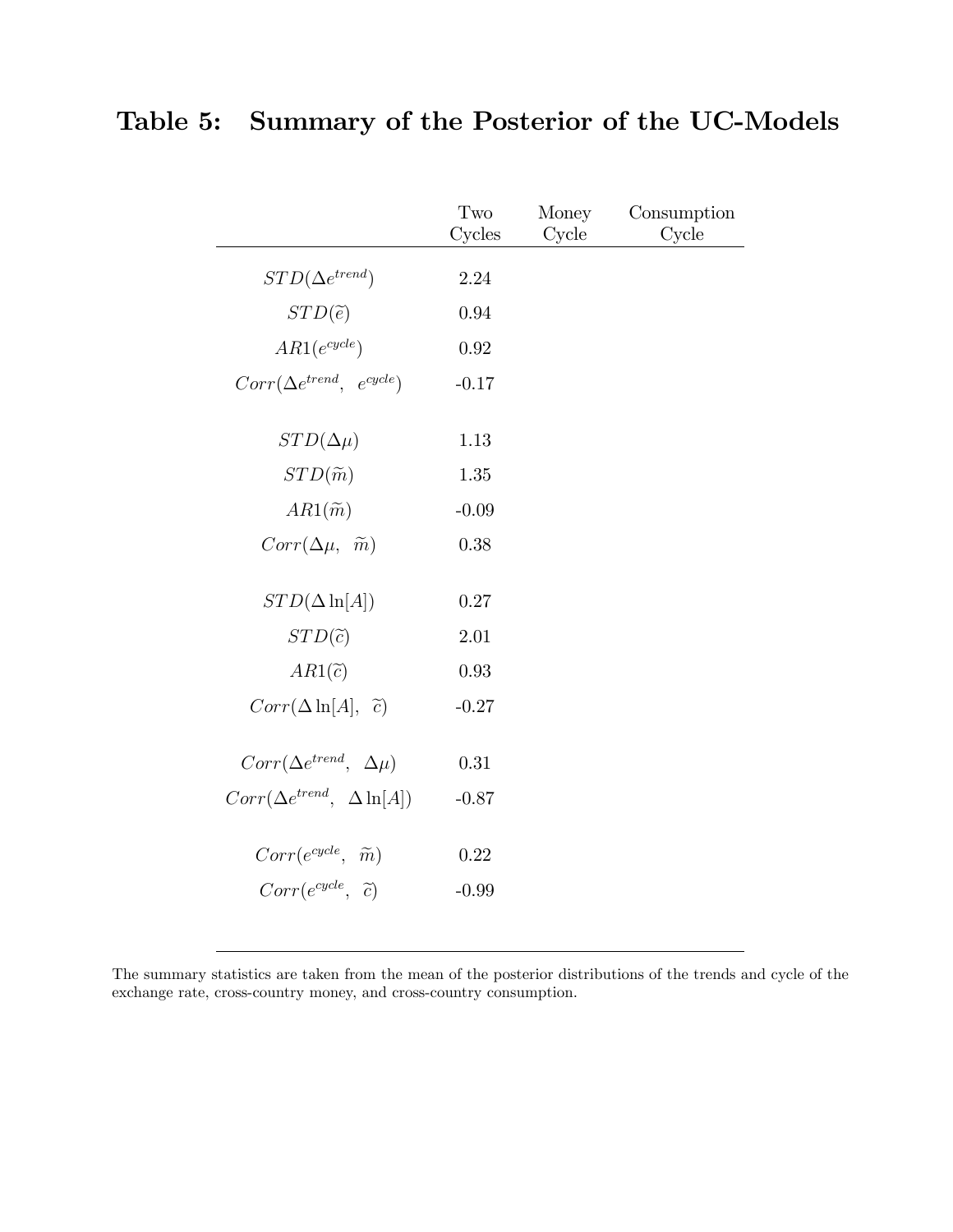# Table 5: Summary of the Posterior of the UC-Models

| | Two Cycles | Money Cycle | Consumption Cycle |
|---|---|---|---|
| $STD(\Delta e^{trend})$ | 2.24 | | |
| $STD(\widetilde{e})$ | 0.94 | | |
| $AR1(e^{cycle})$ | 0.92 | | |
| $Corr(\Delta e^{trend},\ e^{cycle})$ | -0.17 | | |
| $STD(\Delta \mu)$ | 1.13 | | |
| $STD(\widetilde{m})$ | 1.35 | | |
| $AR1(\widetilde{m})$ | -0.09 | | |
| $Corr(\Delta \mu,\ \widetilde{m})$ | 0.38 | | |
| $STD(\Delta \ln[A])$ | 0.27 | | |
| $STD(\widetilde{c})$ | 2.01 | | |
| $AR1(\widetilde{c})$ | 0.93 | | |
| $Corr(\Delta \ln[A],\ \widetilde{c})$ | -0.27 | | |
| $Corr(\Delta e^{trend},\ \Delta \mu)$ | 0.31 | | |
| $Corr(\Delta e^{trend},\ \Delta \ln[A])$ | -0.87 | | |
| $Corr(e^{cycle},\ \widetilde{m})$ | 0.22 | | |
| $Corr(e^{cycle},\ \widetilde{c})$ | -0.99 | | |

The summary statistics are taken from the mean of the posterior distributions of the trends and cycle of the exchange rate, cross-country money, and cross-country consumption.